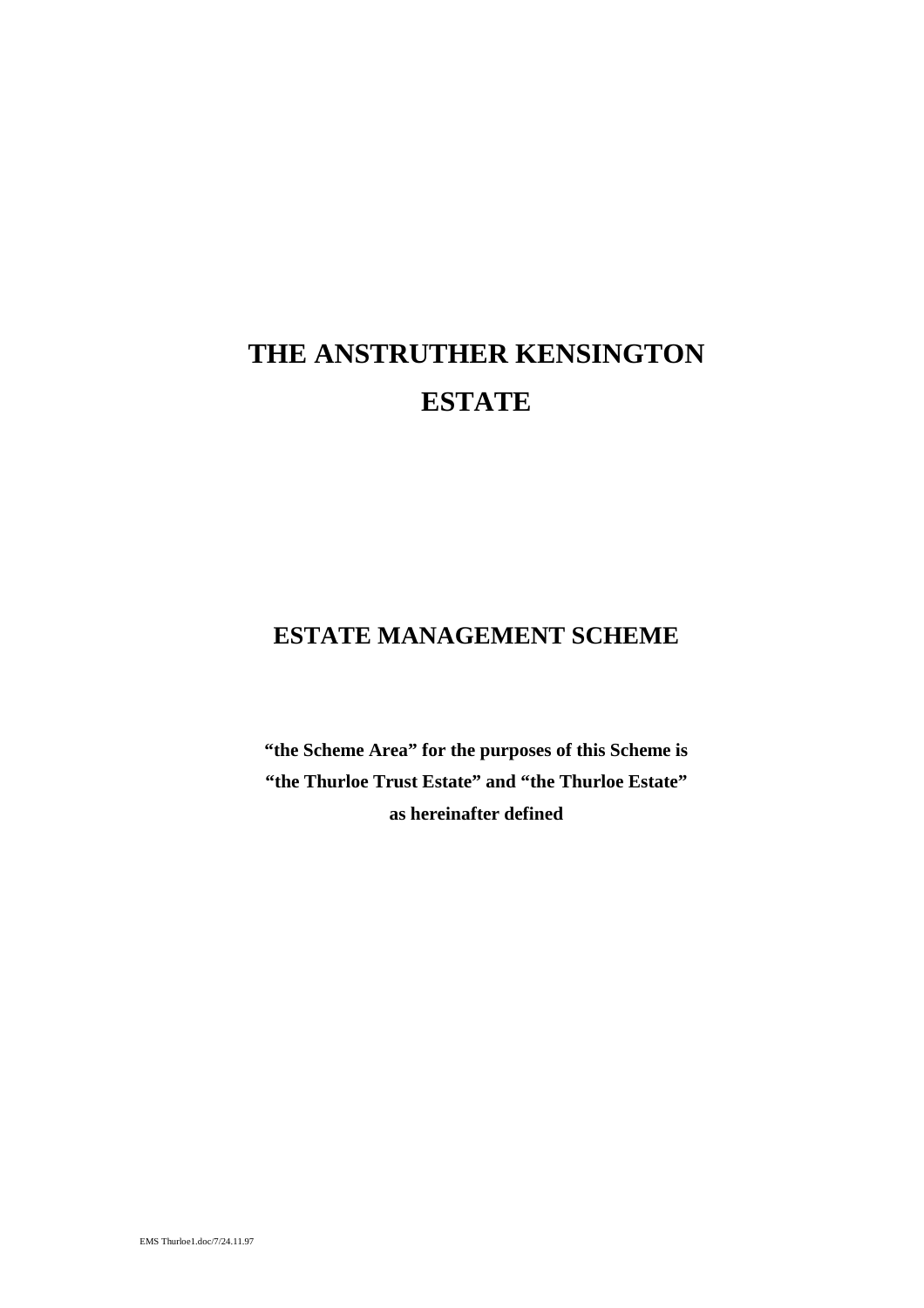# THE ANSTRUTHER KENSINGTON ESTATE

## ESTATE MANAGEMENT SCHEME

**“the Scheme Area” for the purposes of this Scheme is “the Thurloe Trust Estate” and “the Thurloe Estate” as hereinafter defined**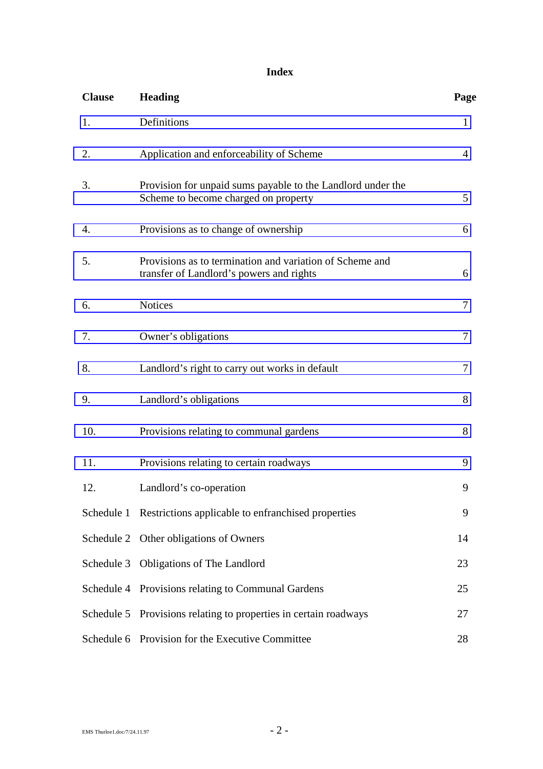# Index

| Clause | Heading | Page |
|---|---|---|
| 1. | Definitions | 1 |
| 2. | Application and enforceability of Scheme | 4 |
| 3. | Provision for unpaid sums payable to the Landlord under the Scheme to become charged on property | 5 |
| 4. | Provisions as to change of ownership | 6 |
| 5. | Provisions as to termination and variation of Scheme and transfer of Landlord's powers and rights | 6 |
| 6. | Notices | 7 |
| 7. | Owner's obligations | 7 |
| 8. | Landlord's right to carry out works in default | 7 |
| 9. | Landlord's obligations | 8 |
| 10. | Provisions relating to communal gardens | 8 |
| 11. | Provisions relating to certain roadways | 9 |
| 12. | Landlord's co-operation | 9 |
| Schedule 1 | Restrictions applicable to enfranchised properties | 9 |
| Schedule 2 | Other obligations of Owners | 14 |
| Schedule 3 | Obligations of The Landlord | 23 |
| Schedule 4 | Provisions relating to Communal Gardens | 25 |
| Schedule 5 | Provisions relating to properties in certain roadways | 27 |
| Schedule 6 | Provision for the Executive Committee | 28 |

EMS Thurloe1.doc/7/24.11.97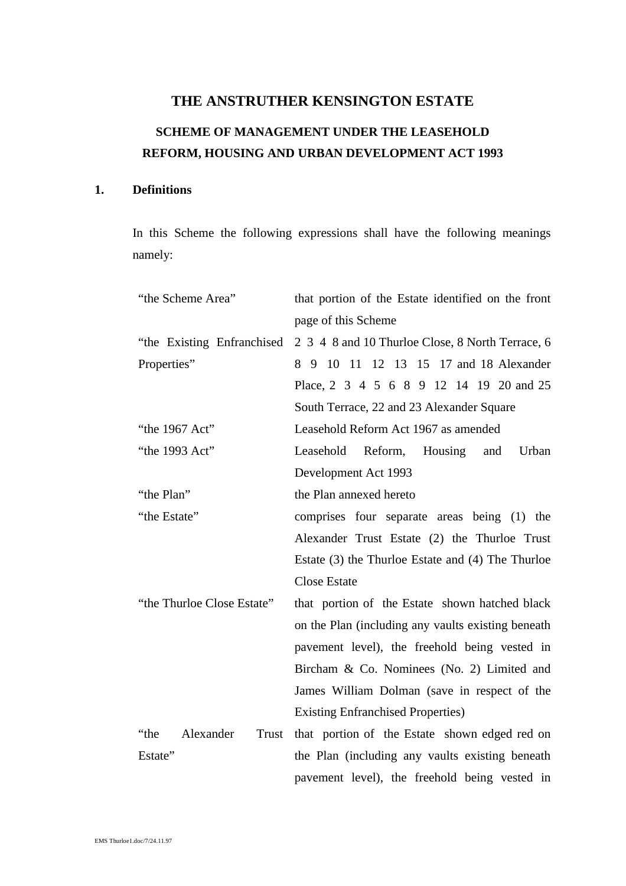# THE ANSTRUTHER KENSINGTON ESTATE

## SCHEME OF MANAGEMENT UNDER THE LEASEHOLD REFORM, HOUSING AND URBAN DEVELOPMENT ACT 1993

### 1. Definitions

In this Scheme the following expressions shall have the following meanings namely:

| | |
|---|---|
| "the Scheme Area" | that portion of the Estate identified on the front page of this Scheme |
| "the Existing Enfranchised Properties" | 2 3 4 8 and 10 Thurloe Close, 8 North Terrace, 6 8 9 10 11 12 13 15 17 and 18 Alexander Place, 2 3 4 5 6 8 9 12 14 19 20 and 25 South Terrace, 22 and 23 Alexander Square |
| "the 1967 Act" | Leasehold Reform Act 1967 as amended |
| "the 1993 Act" | Leasehold Reform, Housing and Urban Development Act 1993 |
| "the Plan" | the Plan annexed hereto |
| "the Estate" | comprises four separate areas being (1) the Alexander Trust Estate (2) the Thurloe Trust Estate (3) the Thurloe Estate and (4) The Thurloe Close Estate |
| "the Thurloe Close Estate" | that portion of the Estate shown hatched black on the Plan (including any vaults existing beneath pavement level), the freehold being vested in Bircham & Co. Nominees (No. 2) Limited and James William Dolman (save in respect of the Existing Enfranchised Properties) |
| "the Alexander Trust Estate" | that portion of the Estate shown edged red on the Plan (including any vaults existing beneath pavement level), the freehold being vested in |

EMS Thurloe1.doc/7/24.11.97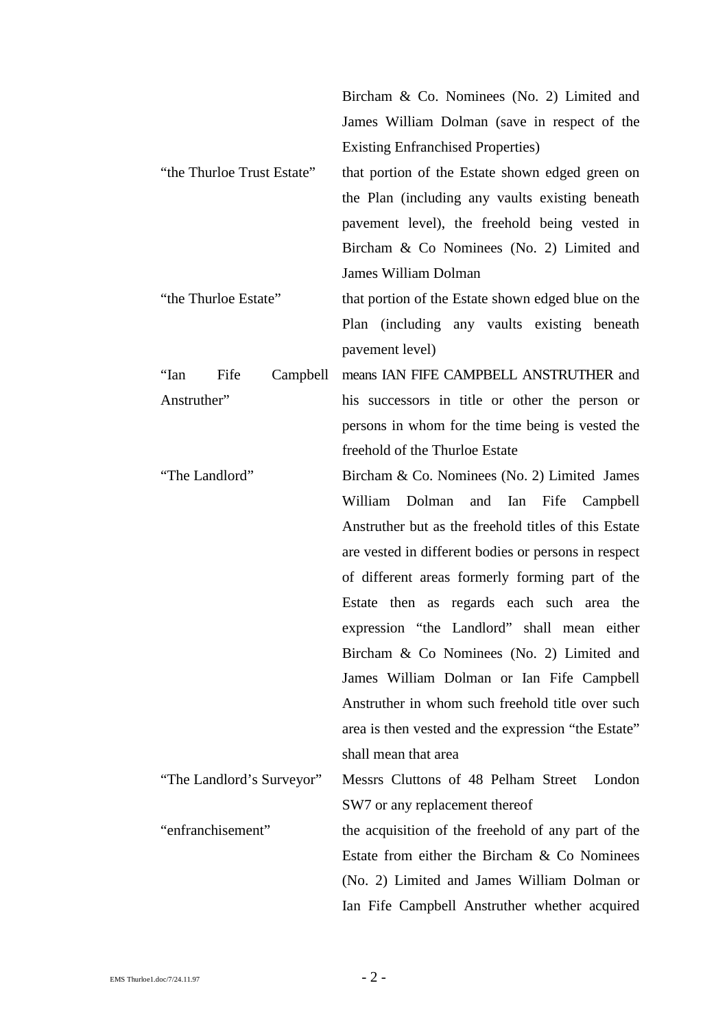| | |
|---|---|
| | Bircham & Co. Nominees (No. 2) Limited and James William Dolman (save in respect of the Existing Enfranchised Properties) |
| "the Thurloe Trust Estate" | that portion of the Estate shown edged green on the Plan (including any vaults existing beneath pavement level), the freehold being vested in Bircham & Co Nominees (No. 2) Limited and James William Dolman |
| "the Thurloe Estate" | that portion of the Estate shown edged blue on the Plan (including any vaults existing beneath pavement level) |
| "Ian Fife Campbell Anstruther" | means IAN FIFE CAMPBELL ANSTRUTHER and his successors in title or other the person or persons in whom for the time being is vested the freehold of the Thurloe Estate |
| "The Landlord" | Bircham & Co. Nominees (No. 2) Limited James William Dolman and Ian Fife Campbell Anstruther but as the freehold titles of this Estate are vested in different bodies or persons in respect of different areas formerly forming part of the Estate then as regards each such area the expression "the Landlord" shall mean either Bircham & Co Nominees (No. 2) Limited and James William Dolman or Ian Fife Campbell Anstruther in whom such freehold title over such area is then vested and the expression "the Estate" shall mean that area |
| "The Landlord's Surveyor" | Messrs Cluttons of 48 Pelham Street London SW7 or any replacement thereof |
| "enfranchisement" | the acquisition of the freehold of any part of the Estate from either the Bircham & Co Nominees (No. 2) Limited and James William Dolman or Ian Fife Campbell Anstruther whether acquired |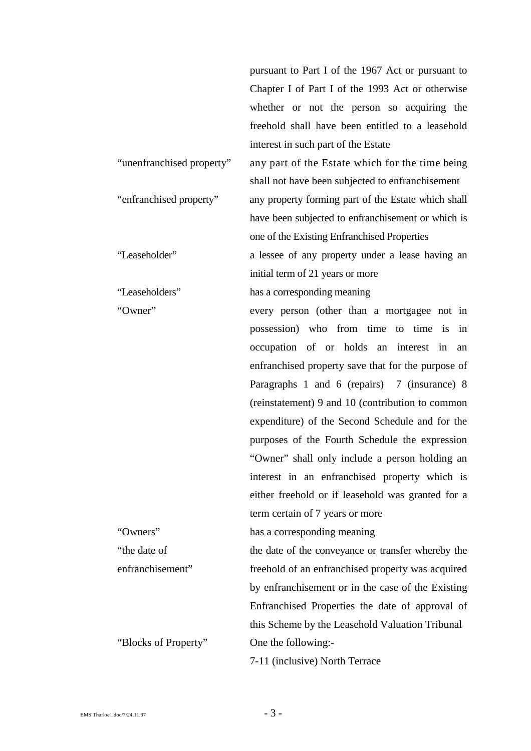pursuant to Part I of the 1967 Act or pursuant to Chapter I of Part I of the 1993 Act or otherwise whether or not the person so acquiring the freehold shall have been entitled to a leasehold interest in such part of the Estate

| | |
|---|---|
| "unenfranchised property" | any part of the Estate which for the time being shall not have been subjected to enfranchisement |
| "enfranchised property" | any property forming part of the Estate which shall have been subjected to enfranchisement or which is one of the Existing Enfranchised Properties |
| "Leaseholder" | a lessee of any property under a lease having an initial term of 21 years or more |
| "Leaseholders" | has a corresponding meaning |
| "Owner" | every person (other than a mortgagee not in possession) who from time to time is in occupation of or holds an interest in an enfranchised property save that for the purpose of Paragraphs 1 and 6 (repairs) 7 (insurance) 8 (reinstatement) 9 and 10 (contribution to common expenditure) of the Second Schedule and for the purposes of the Fourth Schedule the expression "Owner" shall only include a person holding an interest in an enfranchised property which is either freehold or if leasehold was granted for a term certain of 7 years or more |
| "Owners" | has a corresponding meaning |
| "the date of enfranchisement" | the date of the conveyance or transfer whereby the freehold of an enfranchised property was acquired by enfranchisement or in the case of the Existing Enfranchised Properties the date of approval of this Scheme by the Leasehold Valuation Tribunal |
| "Blocks of Property" | One the following:- |
| | 7-11 (inclusive) North Terrace |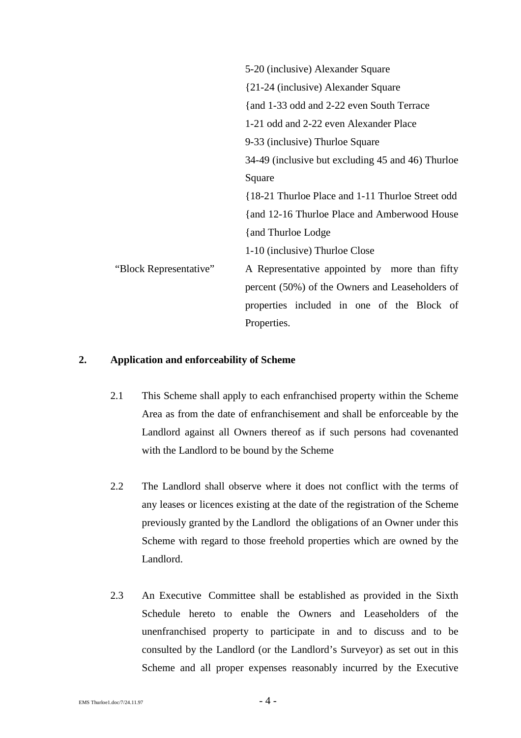5-20 (inclusive) Alexander Square
{21-24 (inclusive) Alexander Square
{and 1-33 odd and 2-22 even South Terrace
1-21 odd and 2-22 even Alexander Place
9-33 (inclusive) Thurloe Square
34-49 (inclusive but excluding 45 and 46) Thurloe Square
{18-21 Thurloe Place and 1-11 Thurloe Street odd
{and 12-16 Thurloe Place and Amberwood House
{and Thurloe Lodge
1-10 (inclusive) Thurloe Close

"Block Representative" A Representative appointed by more than fifty percent (50%) of the Owners and Leaseholders of properties included in one of the Block of Properties.

## 2. Application and enforceability of Scheme

2.1 This Scheme shall apply to each enfranchised property within the Scheme Area as from the date of enfranchisement and shall be enforceable by the Landlord against all Owners thereof as if such persons had covenanted with the Landlord to be bound by the Scheme

2.2 The Landlord shall observe where it does not conflict with the terms of any leases or licences existing at the date of the registration of the Scheme previously granted by the Landlord the obligations of an Owner under this Scheme with regard to those freehold properties which are owned by the Landlord.

2.3 An Executive Committee shall be established as provided in the Sixth Schedule hereto to enable the Owners and Leaseholders of the unenfranchised property to participate in and to discuss and to be consulted by the Landlord (or the Landlord's Surveyor) as set out in this Scheme and all proper expenses reasonably incurred by the Executive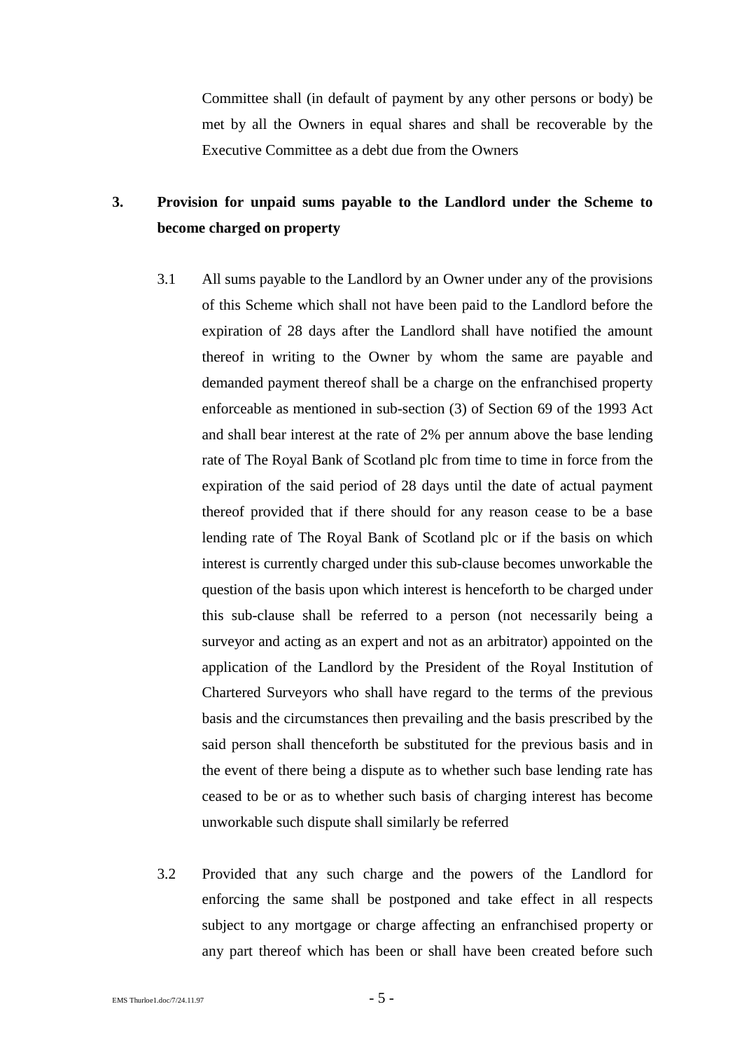Committee shall (in default of payment by any other persons or body) be met by all the Owners in equal shares and shall be recoverable by the Executive Committee as a debt due from the Owners

## 3. Provision for unpaid sums payable to the Landlord under the Scheme to become charged on property

3.1 All sums payable to the Landlord by an Owner under any of the provisions of this Scheme which shall not have been paid to the Landlord before the expiration of 28 days after the Landlord shall have notified the amount thereof in writing to the Owner by whom the same are payable and demanded payment thereof shall be a charge on the enfranchised property enforceable as mentioned in sub-section (3) of Section 69 of the 1993 Act and shall bear interest at the rate of 2% per annum above the base lending rate of The Royal Bank of Scotland plc from time to time in force from the expiration of the said period of 28 days until the date of actual payment thereof provided that if there should for any reason cease to be a base lending rate of The Royal Bank of Scotland plc or if the basis on which interest is currently charged under this sub-clause becomes unworkable the question of the basis upon which interest is henceforth to be charged under this sub-clause shall be referred to a person (not necessarily being a surveyor and acting as an expert and not as an arbitrator) appointed on the application of the Landlord by the President of the Royal Institution of Chartered Surveyors who shall have regard to the terms of the previous basis and the circumstances then prevailing and the basis prescribed by the said person shall thenceforth be substituted for the previous basis and in the event of there being a dispute as to whether such base lending rate has ceased to be or as to whether such basis of charging interest has become unworkable such dispute shall similarly be referred

3.2 Provided that any such charge and the powers of the Landlord for enforcing the same shall be postponed and take effect in all respects subject to any mortgage or charge affecting an enfranchised property or any part thereof which has been or shall have been created before such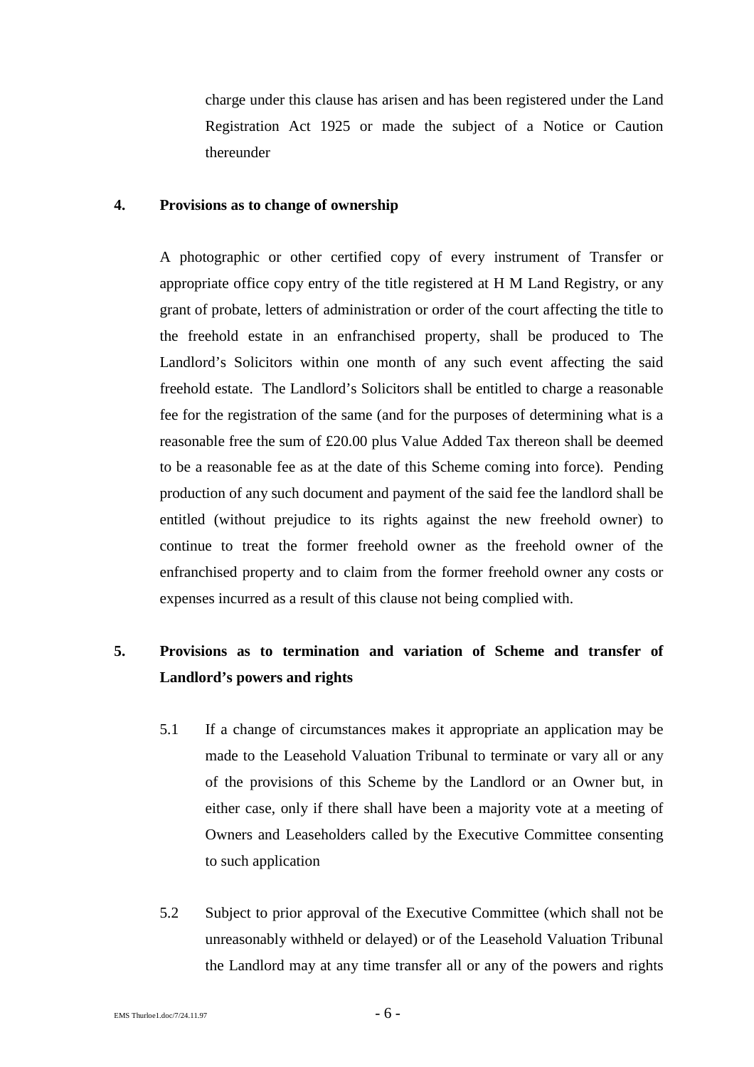charge under this clause has arisen and has been registered under the Land Registration Act 1925 or made the subject of a Notice or Caution thereunder

**4. Provisions as to change of ownership**

A photographic or other certified copy of every instrument of Transfer or appropriate office copy entry of the title registered at H M Land Registry, or any grant of probate, letters of administration or order of the court affecting the title to the freehold estate in an enfranchised property, shall be produced to The Landlord's Solicitors within one month of any such event affecting the said freehold estate. The Landlord's Solicitors shall be entitled to charge a reasonable fee for the registration of the same (and for the purposes of determining what is a reasonable free the sum of £20.00 plus Value Added Tax thereon shall be deemed to be a reasonable fee as at the date of this Scheme coming into force). Pending production of any such document and payment of the said fee the landlord shall be entitled (without prejudice to its rights against the new freehold owner) to continue to treat the former freehold owner as the freehold owner of the enfranchised property and to claim from the former freehold owner any costs or expenses incurred as a result of this clause not being complied with.

**5. Provisions as to termination and variation of Scheme and transfer of Landlord's powers and rights**

5.1 If a change of circumstances makes it appropriate an application may be made to the Leasehold Valuation Tribunal to terminate or vary all or any of the provisions of this Scheme by the Landlord or an Owner but, in either case, only if there shall have been a majority vote at a meeting of Owners and Leaseholders called by the Executive Committee consenting to such application

5.2 Subject to prior approval of the Executive Committee (which shall not be unreasonably withheld or delayed) or of the Leasehold Valuation Tribunal the Landlord may at any time transfer all or any of the powers and rights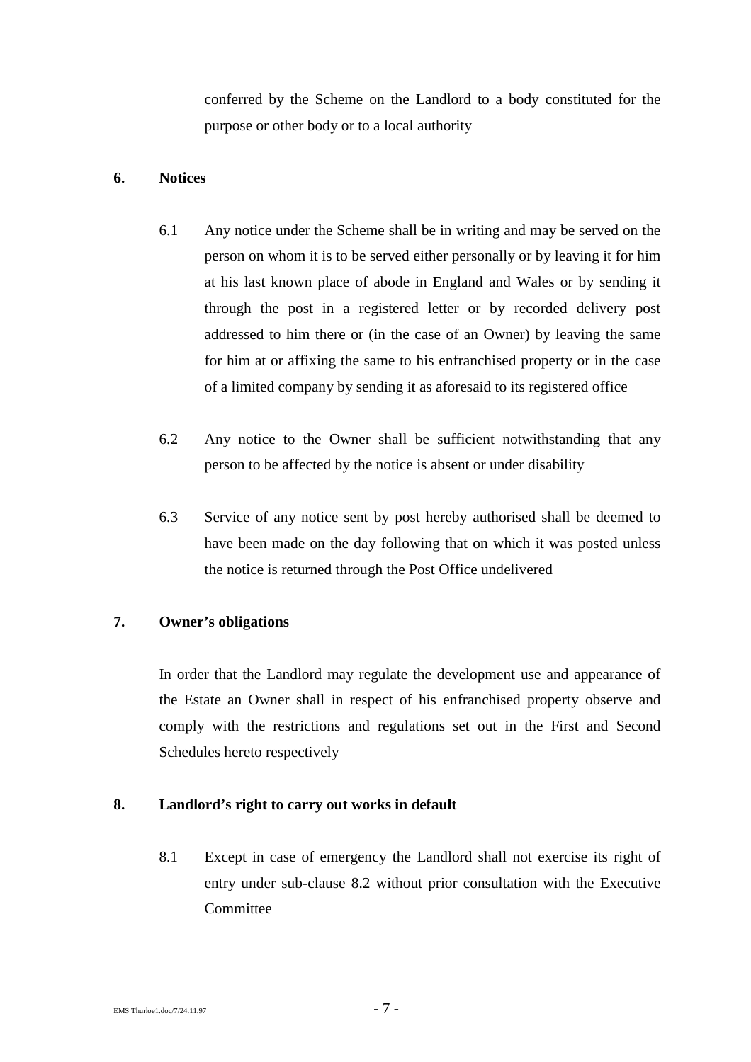conferred by the Scheme on the Landlord to a body constituted for the purpose or other body or to a local authority

## 6. Notices

6.1 Any notice under the Scheme shall be in writing and may be served on the person on whom it is to be served either personally or by leaving it for him at his last known place of abode in England and Wales or by sending it through the post in a registered letter or by recorded delivery post addressed to him there or (in the case of an Owner) by leaving the same for him at or affixing the same to his enfranchised property or in the case of a limited company by sending it as aforesaid to its registered office

6.2 Any notice to the Owner shall be sufficient notwithstanding that any person to be affected by the notice is absent or under disability

6.3 Service of any notice sent by post hereby authorised shall be deemed to have been made on the day following that on which it was posted unless the notice is returned through the Post Office undelivered

## 7. Owner's obligations

In order that the Landlord may regulate the development use and appearance of the Estate an Owner shall in respect of his enfranchised property observe and comply with the restrictions and regulations set out in the First and Second Schedules hereto respectively

## 8. Landlord's right to carry out works in default

8.1 Except in case of emergency the Landlord shall not exercise its right of entry under sub-clause 8.2 without prior consultation with the Executive Committee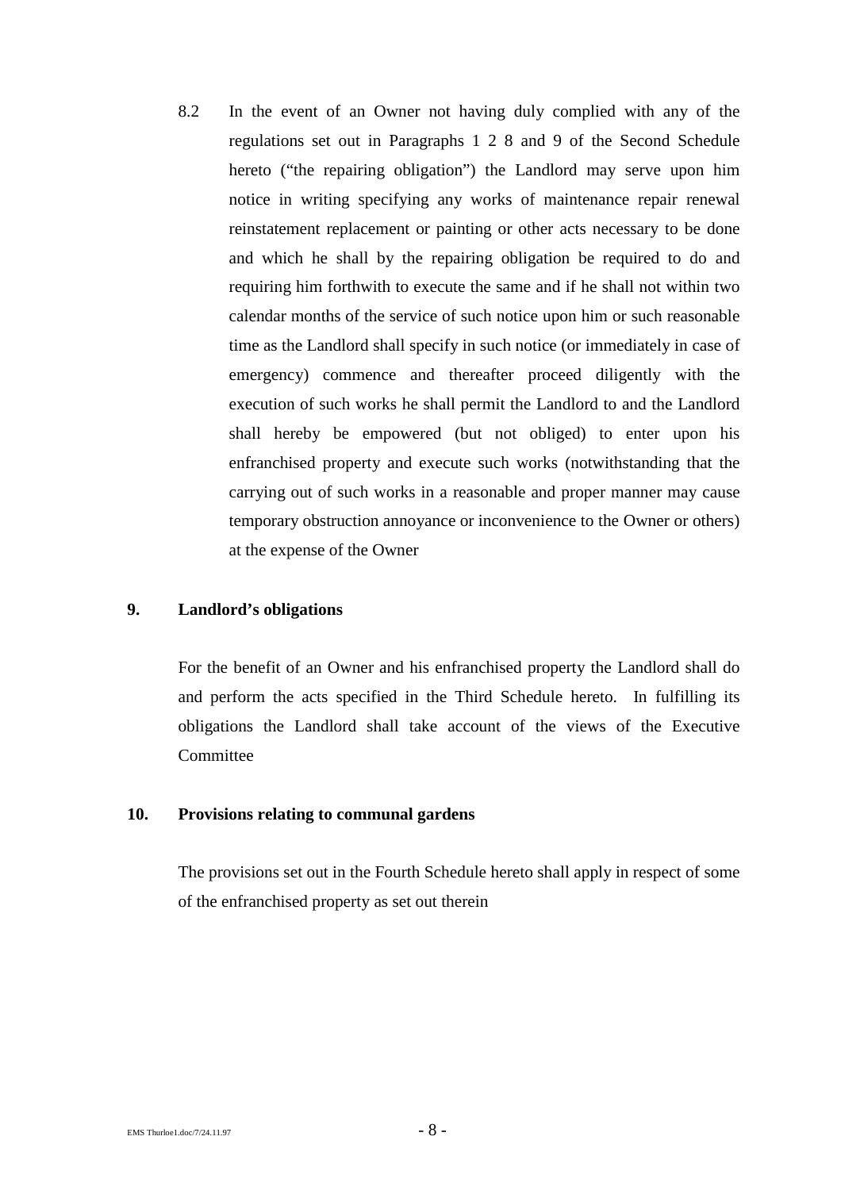8.2 In the event of an Owner not having duly complied with any of the regulations set out in Paragraphs 1 2 8 and 9 of the Second Schedule hereto ("the repairing obligation") the Landlord may serve upon him notice in writing specifying any works of maintenance repair renewal reinstatement replacement or painting or other acts necessary to be done and which he shall by the repairing obligation be required to do and requiring him forthwith to execute the same and if he shall not within two calendar months of the service of such notice upon him or such reasonable time as the Landlord shall specify in such notice (or immediately in case of emergency) commence and thereafter proceed diligently with the execution of such works he shall permit the Landlord to and the Landlord shall hereby be empowered (but not obliged) to enter upon his enfranchised property and execute such works (notwithstanding that the carrying out of such works in a reasonable and proper manner may cause temporary obstruction annoyance or inconvenience to the Owner or others) at the expense of the Owner

## 9. Landlord's obligations

For the benefit of an Owner and his enfranchised property the Landlord shall do and perform the acts specified in the Third Schedule hereto. In fulfilling its obligations the Landlord shall take account of the views of the Executive Committee

## 10. Provisions relating to communal gardens

The provisions set out in the Fourth Schedule hereto shall apply in respect of some of the enfranchised property as set out therein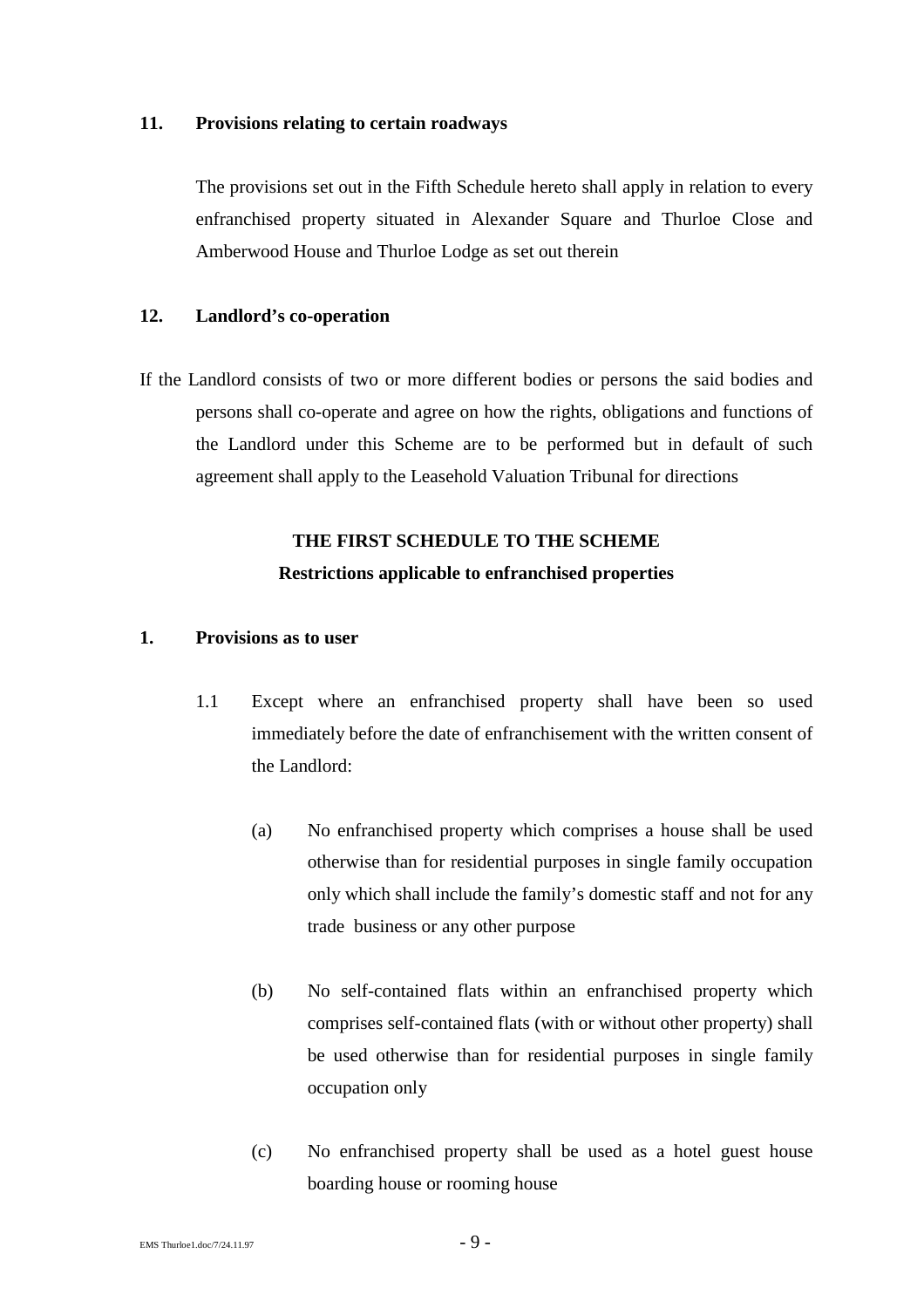**11. Provisions relating to certain roadways**

The provisions set out in the Fifth Schedule hereto shall apply in relation to every enfranchised property situated in Alexander Square and Thurloe Close and Amberwood House and Thurloe Lodge as set out therein

**12. Landlord's co-operation**

If the Landlord consists of two or more different bodies or persons the said bodies and persons shall co-operate and agree on how the rights, obligations and functions of the Landlord under this Scheme are to be performed but in default of such agreement shall apply to the Leasehold Valuation Tribunal for directions

## THE FIRST SCHEDULE TO THE SCHEME

### Restrictions applicable to enfranchised properties

**1. Provisions as to user**

1.1 Except where an enfranchised property shall have been so used immediately before the date of enfranchisement with the written consent of the Landlord:

(a) No enfranchised property which comprises a house shall be used otherwise than for residential purposes in single family occupation only which shall include the family's domestic staff and not for any trade business or any other purpose

(b) No self-contained flats within an enfranchised property which comprises self-contained flats (with or without other property) shall be used otherwise than for residential purposes in single family occupation only

(c) No enfranchised property shall be used as a hotel guest house boarding house or rooming house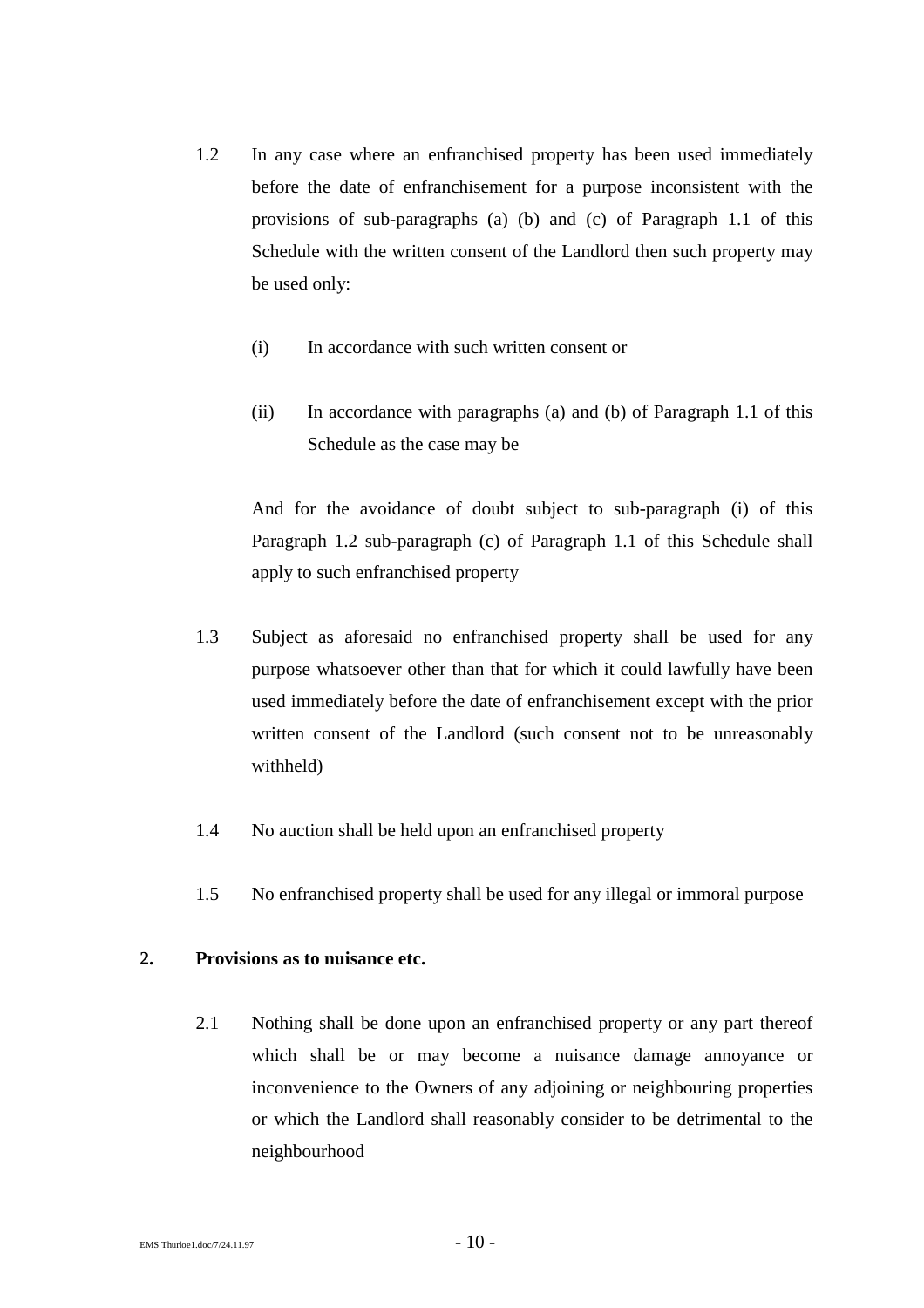1.2 In any case where an enfranchised property has been used immediately before the date of enfranchisement for a purpose inconsistent with the provisions of sub-paragraphs (a) (b) and (c) of Paragraph 1.1 of this Schedule with the written consent of the Landlord then such property may be used only:

(i) In accordance with such written consent or

(ii) In accordance with paragraphs (a) and (b) of Paragraph 1.1 of this Schedule as the case may be

And for the avoidance of doubt subject to sub-paragraph (i) of this Paragraph 1.2 sub-paragraph (c) of Paragraph 1.1 of this Schedule shall apply to such enfranchised property

1.3 Subject as aforesaid no enfranchised property shall be used for any purpose whatsoever other than that for which it could lawfully have been used immediately before the date of enfranchisement except with the prior written consent of the Landlord (such consent not to be unreasonably withheld)

1.4 No auction shall be held upon an enfranchised property

1.5 No enfranchised property shall be used for any illegal or immoral purpose

**2. Provisions as to nuisance etc.**

2.1 Nothing shall be done upon an enfranchised property or any part thereof which shall be or may become a nuisance damage annoyance or inconvenience to the Owners of any adjoining or neighbouring properties or which the Landlord shall reasonably consider to be detrimental to the neighbourhood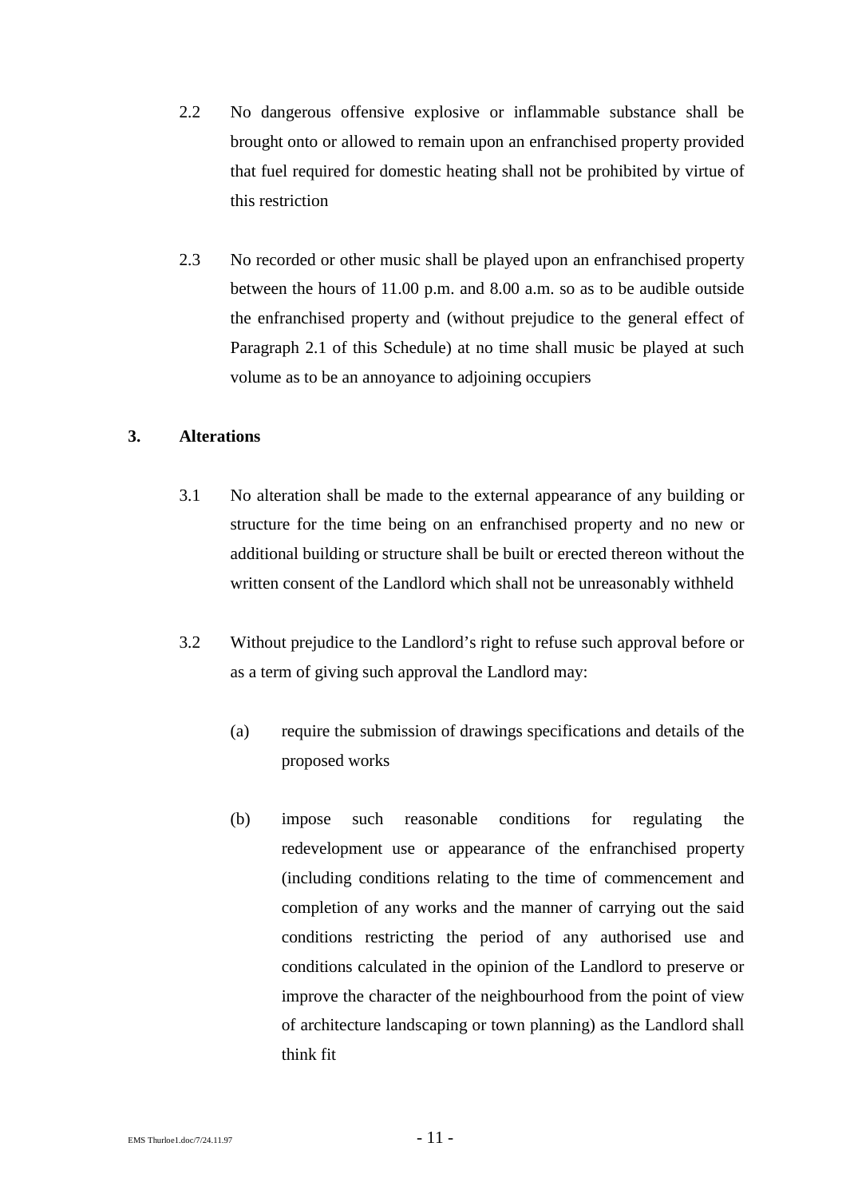2.2 No dangerous offensive explosive or inflammable substance shall be brought onto or allowed to remain upon an enfranchised property provided that fuel required for domestic heating shall not be prohibited by virtue of this restriction

2.3 No recorded or other music shall be played upon an enfranchised property between the hours of 11.00 p.m. and 8.00 a.m. so as to be audible outside the enfranchised property and (without prejudice to the general effect of Paragraph 2.1 of this Schedule) at no time shall music be played at such volume as to be an annoyance to adjoining occupiers

**3. Alterations**

3.1 No alteration shall be made to the external appearance of any building or structure for the time being on an enfranchised property and no new or additional building or structure shall be built or erected thereon without the written consent of the Landlord which shall not be unreasonably withheld

3.2 Without prejudice to the Landlord's right to refuse such approval before or as a term of giving such approval the Landlord may:

(a) require the submission of drawings specifications and details of the proposed works

(b) impose such reasonable conditions for regulating the redevelopment use or appearance of the enfranchised property (including conditions relating to the time of commencement and completion of any works and the manner of carrying out the said conditions restricting the period of any authorised use and conditions calculated in the opinion of the Landlord to preserve or improve the character of the neighbourhood from the point of view of architecture landscaping or town planning) as the Landlord shall think fit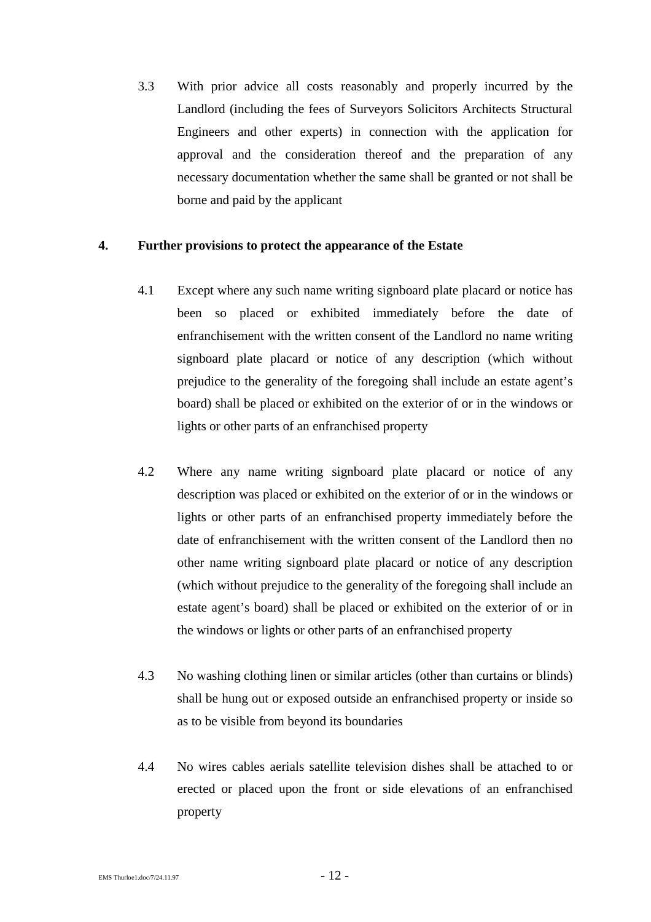3.3 With prior advice all costs reasonably and properly incurred by the Landlord (including the fees of Surveyors Solicitors Architects Structural Engineers and other experts) in connection with the application for approval and the consideration thereof and the preparation of any necessary documentation whether the same shall be granted or not shall be borne and paid by the applicant

**4. Further provisions to protect the appearance of the Estate**

4.1 Except where any such name writing signboard plate placard or notice has been so placed or exhibited immediately before the date of enfranchisement with the written consent of the Landlord no name writing signboard plate placard or notice of any description (which without prejudice to the generality of the foregoing shall include an estate agent's board) shall be placed or exhibited on the exterior of or in the windows or lights or other parts of an enfranchised property

4.2 Where any name writing signboard plate placard or notice of any description was placed or exhibited on the exterior of or in the windows or lights or other parts of an enfranchised property immediately before the date of enfranchisement with the written consent of the Landlord then no other name writing signboard plate placard or notice of any description (which without prejudice to the generality of the foregoing shall include an estate agent's board) shall be placed or exhibited on the exterior of or in the windows or lights or other parts of an enfranchised property

4.3 No washing clothing linen or similar articles (other than curtains or blinds) shall be hung out or exposed outside an enfranchised property or inside so as to be visible from beyond its boundaries

4.4 No wires cables aerials satellite television dishes shall be attached to or erected or placed upon the front or side elevations of an enfranchised property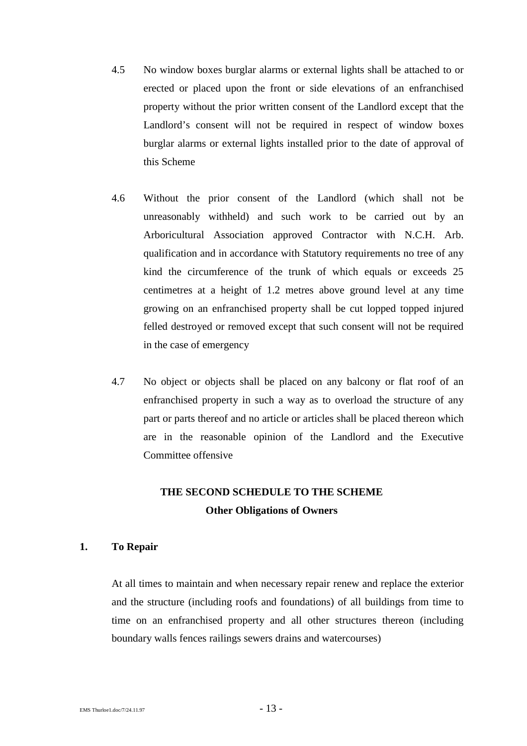4.5 No window boxes burglar alarms or external lights shall be attached to or erected or placed upon the front or side elevations of an enfranchised property without the prior written consent of the Landlord except that the Landlord's consent will not be required in respect of window boxes burglar alarms or external lights installed prior to the date of approval of this Scheme

4.6 Without the prior consent of the Landlord (which shall not be unreasonably withheld) and such work to be carried out by an Arboricultural Association approved Contractor with N.C.H. Arb. qualification and in accordance with Statutory requirements no tree of any kind the circumference of the trunk of which equals or exceeds 25 centimetres at a height of 1.2 metres above ground level at any time growing on an enfranchised property shall be cut lopped topped injured felled destroyed or removed except that such consent will not be required in the case of emergency

4.7 No object or objects shall be placed on any balcony or flat roof of an enfranchised property in such a way as to overload the structure of any part or parts thereof and no article or articles shall be placed thereon which are in the reasonable opinion of the Landlord and the Executive Committee offensive

## THE SECOND SCHEDULE TO THE SCHEME
### Other Obligations of Owners

**1. To Repair**

At all times to maintain and when necessary repair renew and replace the exterior and the structure (including roofs and foundations) of all buildings from time to time on an enfranchised property and all other structures thereon (including boundary walls fences railings sewers drains and watercourses)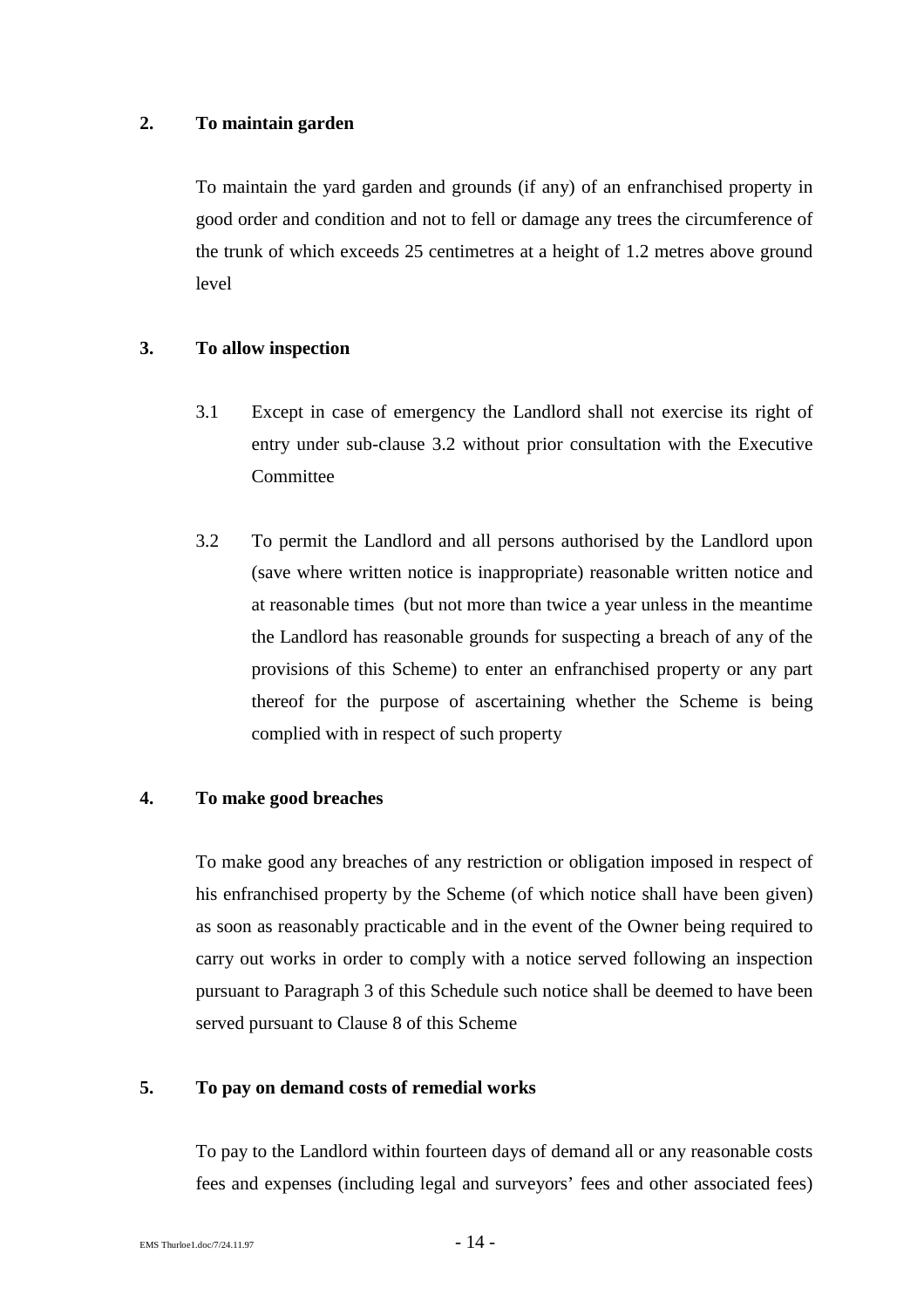**2. To maintain garden**

To maintain the yard garden and grounds (if any) of an enfranchised property in good order and condition and not to fell or damage any trees the circumference of the trunk of which exceeds 25 centimetres at a height of 1.2 metres above ground level

**3. To allow inspection**

3.1 Except in case of emergency the Landlord shall not exercise its right of entry under sub-clause 3.2 without prior consultation with the Executive Committee

3.2 To permit the Landlord and all persons authorised by the Landlord upon (save where written notice is inappropriate) reasonable written notice and at reasonable times (but not more than twice a year unless in the meantime the Landlord has reasonable grounds for suspecting a breach of any of the provisions of this Scheme) to enter an enfranchised property or any part thereof for the purpose of ascertaining whether the Scheme is being complied with in respect of such property

**4. To make good breaches**

To make good any breaches of any restriction or obligation imposed in respect of his enfranchised property by the Scheme (of which notice shall have been given) as soon as reasonably practicable and in the event of the Owner being required to carry out works in order to comply with a notice served following an inspection pursuant to Paragraph 3 of this Schedule such notice shall be deemed to have been served pursuant to Clause 8 of this Scheme

**5. To pay on demand costs of remedial works**

To pay to the Landlord within fourteen days of demand all or any reasonable costs fees and expenses (including legal and surveyors' fees and other associated fees)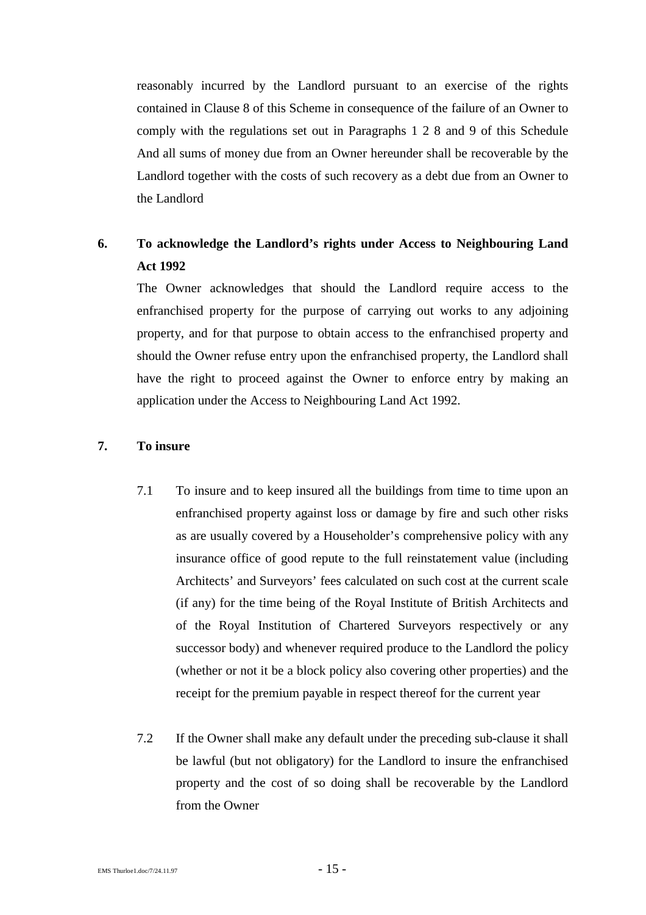reasonably incurred by the Landlord pursuant to an exercise of the rights contained in Clause 8 of this Scheme in consequence of the failure of an Owner to comply with the regulations set out in Paragraphs 1 2 8 and 9 of this Schedule And all sums of money due from an Owner hereunder shall be recoverable by the Landlord together with the costs of such recovery as a debt due from an Owner to the Landlord

**6. To acknowledge the Landlord's rights under Access to Neighbouring Land Act 1992**

The Owner acknowledges that should the Landlord require access to the enfranchised property for the purpose of carrying out works to any adjoining property, and for that purpose to obtain access to the enfranchised property and should the Owner refuse entry upon the enfranchised property, the Landlord shall have the right to proceed against the Owner to enforce entry by making an application under the Access to Neighbouring Land Act 1992.

**7. To insure**

7.1 To insure and to keep insured all the buildings from time to time upon an enfranchised property against loss or damage by fire and such other risks as are usually covered by a Householder's comprehensive policy with any insurance office of good repute to the full reinstatement value (including Architects' and Surveyors' fees calculated on such cost at the current scale (if any) for the time being of the Royal Institute of British Architects and of the Royal Institution of Chartered Surveyors respectively or any successor body) and whenever required produce to the Landlord the policy (whether or not it be a block policy also covering other properties) and the receipt for the premium payable in respect thereof for the current year

7.2 If the Owner shall make any default under the preceding sub-clause it shall be lawful (but not obligatory) for the Landlord to insure the enfranchised property and the cost of so doing shall be recoverable by the Landlord from the Owner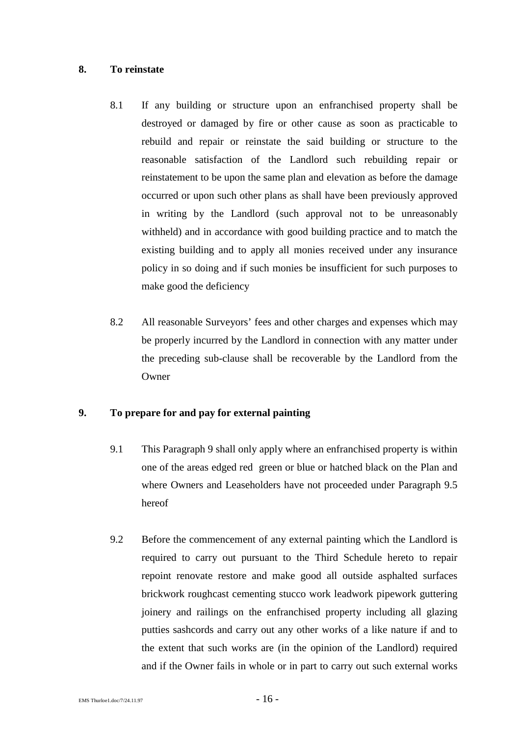## 8. To reinstate

8.1 If any building or structure upon an enfranchised property shall be destroyed or damaged by fire or other cause as soon as practicable to rebuild and repair or reinstate the said building or structure to the reasonable satisfaction of the Landlord such rebuilding repair or reinstatement to be upon the same plan and elevation as before the damage occurred or upon such other plans as shall have been previously approved in writing by the Landlord (such approval not to be unreasonably withheld) and in accordance with good building practice and to match the existing building and to apply all monies received under any insurance policy in so doing and if such monies be insufficient for such purposes to make good the deficiency

8.2 All reasonable Surveyors' fees and other charges and expenses which may be properly incurred by the Landlord in connection with any matter under the preceding sub-clause shall be recoverable by the Landlord from the Owner

## 9. To prepare for and pay for external painting

9.1 This Paragraph 9 shall only apply where an enfranchised property is within one of the areas edged red green or blue or hatched black on the Plan and where Owners and Leaseholders have not proceeded under Paragraph 9.5 hereof

9.2 Before the commencement of any external painting which the Landlord is required to carry out pursuant to the Third Schedule hereto to repair repoint renovate restore and make good all outside asphalted surfaces brickwork roughcast cementing stucco work leadwork pipework guttering joinery and railings on the enfranchised property including all glazing putties sashcords and carry out any other works of a like nature if and to the extent that such works are (in the opinion of the Landlord) required and if the Owner fails in whole or in part to carry out such external works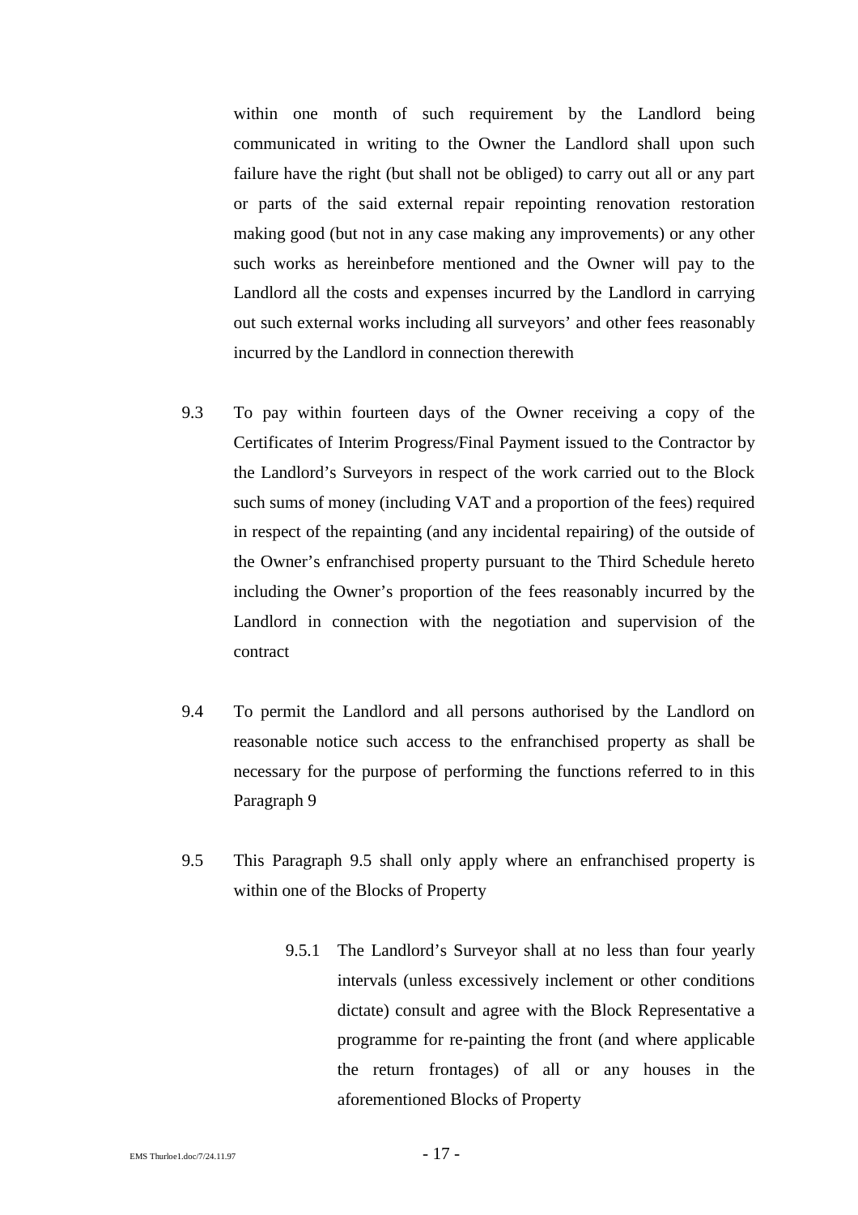within one month of such requirement by the Landlord being communicated in writing to the Owner the Landlord shall upon such failure have the right (but shall not be obliged) to carry out all or any part or parts of the said external repair repointing renovation restoration making good (but not in any case making any improvements) or any other such works as hereinbefore mentioned and the Owner will pay to the Landlord all the costs and expenses incurred by the Landlord in carrying out such external works including all surveyors' and other fees reasonably incurred by the Landlord in connection therewith

9.3 To pay within fourteen days of the Owner receiving a copy of the Certificates of Interim Progress/Final Payment issued to the Contractor by the Landlord's Surveyors in respect of the work carried out to the Block such sums of money (including VAT and a proportion of the fees) required in respect of the repainting (and any incidental repairing) of the outside of the Owner's enfranchised property pursuant to the Third Schedule hereto including the Owner's proportion of the fees reasonably incurred by the Landlord in connection with the negotiation and supervision of the contract

9.4 To permit the Landlord and all persons authorised by the Landlord on reasonable notice such access to the enfranchised property as shall be necessary for the purpose of performing the functions referred to in this Paragraph 9

9.5 This Paragraph 9.5 shall only apply where an enfranchised property is within one of the Blocks of Property

> 9.5.1 The Landlord's Surveyor shall at no less than four yearly intervals (unless excessively inclement or other conditions dictate) consult and agree with the Block Representative a programme for re-painting the front (and where applicable the return frontages) of all or any houses in the aforementioned Blocks of Property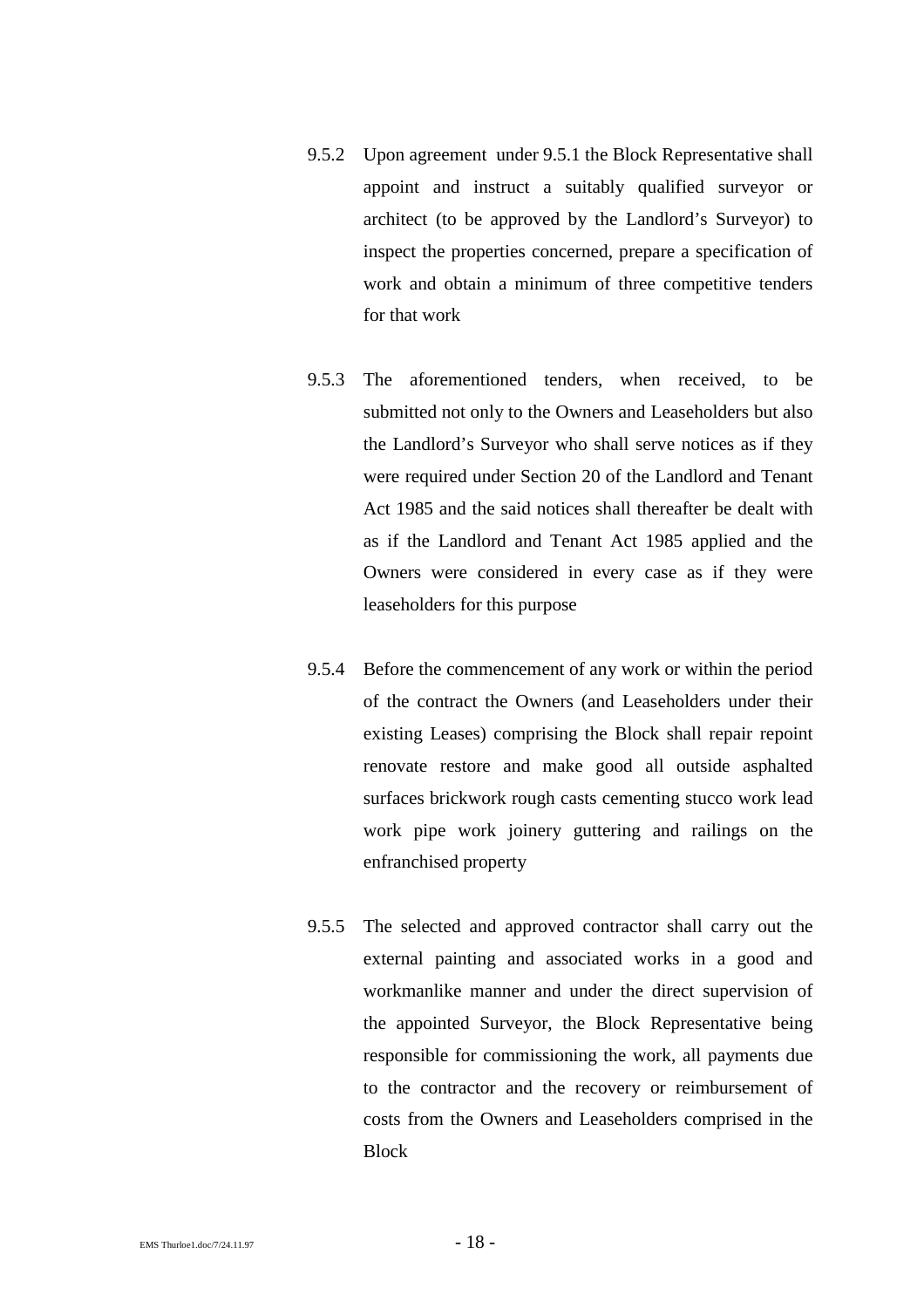9.5.2 Upon agreement under 9.5.1 the Block Representative shall appoint and instruct a suitably qualified surveyor or architect (to be approved by the Landlord's Surveyor) to inspect the properties concerned, prepare a specification of work and obtain a minimum of three competitive tenders for that work

9.5.3 The aforementioned tenders, when received, to be submitted not only to the Owners and Leaseholders but also the Landlord's Surveyor who shall serve notices as if they were required under Section 20 of the Landlord and Tenant Act 1985 and the said notices shall thereafter be dealt with as if the Landlord and Tenant Act 1985 applied and the Owners were considered in every case as if they were leaseholders for this purpose

9.5.4 Before the commencement of any work or within the period of the contract the Owners (and Leaseholders under their existing Leases) comprising the Block shall repair repoint renovate restore and make good all outside asphalted surfaces brickwork rough casts cementing stucco work lead work pipe work joinery guttering and railings on the enfranchised property

9.5.5 The selected and approved contractor shall carry out the external painting and associated works in a good and workmanlike manner and under the direct supervision of the appointed Surveyor, the Block Representative being responsible for commissioning the work, all payments due to the contractor and the recovery or reimbursement of costs from the Owners and Leaseholders comprised in the Block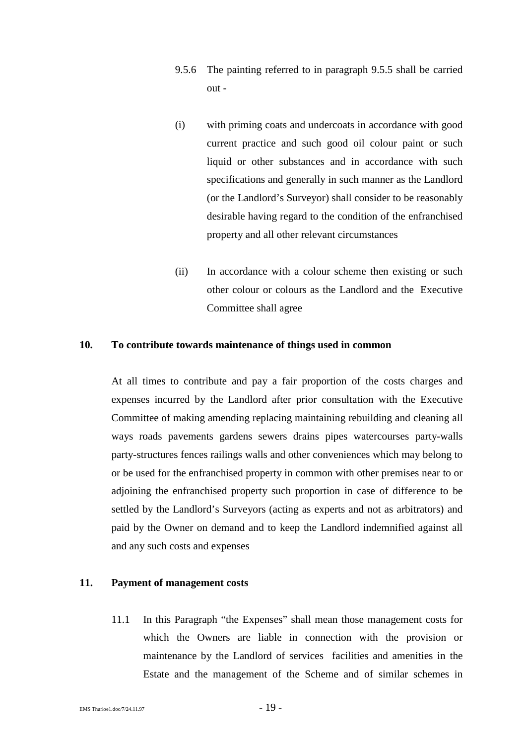9.5.6 The painting referred to in paragraph 9.5.5 shall be carried out -

(i) with priming coats and undercoats in accordance with good current practice and such good oil colour paint or such liquid or other substances and in accordance with such specifications and generally in such manner as the Landlord (or the Landlord's Surveyor) shall consider to be reasonably desirable having regard to the condition of the enfranchised property and all other relevant circumstances

(ii) In accordance with a colour scheme then existing or such other colour or colours as the Landlord and the Executive Committee shall agree

**10. To contribute towards maintenance of things used in common**

At all times to contribute and pay a fair proportion of the costs charges and expenses incurred by the Landlord after prior consultation with the Executive Committee of making amending replacing maintaining rebuilding and cleaning all ways roads pavements gardens sewers drains pipes watercourses party-walls party-structures fences railings walls and other conveniences which may belong to or be used for the enfranchised property in common with other premises near to or adjoining the enfranchised property such proportion in case of difference to be settled by the Landlord's Surveyors (acting as experts and not as arbitrators) and paid by the Owner on demand and to keep the Landlord indemnified against all and any such costs and expenses

**11. Payment of management costs**

11.1 In this Paragraph "the Expenses" shall mean those management costs for which the Owners are liable in connection with the provision or maintenance by the Landlord of services facilities and amenities in the Estate and the management of the Scheme and of similar schemes in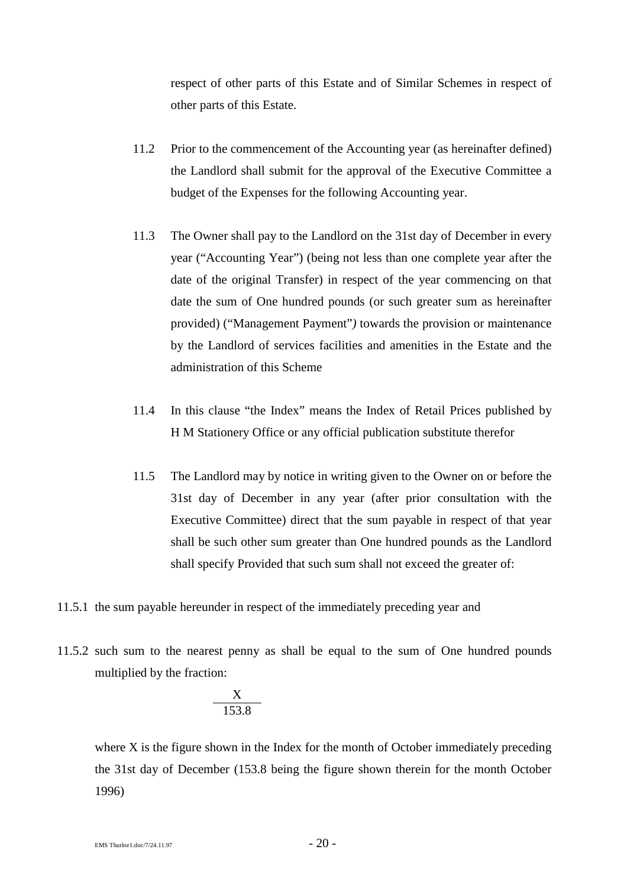respect of other parts of this Estate and of Similar Schemes in respect of other parts of this Estate.

11.2 Prior to the commencement of the Accounting year (as hereinafter defined) the Landlord shall submit for the approval of the Executive Committee a budget of the Expenses for the following Accounting year.

11.3 The Owner shall pay to the Landlord on the 31st day of December in every year ("Accounting Year") (being not less than one complete year after the date of the original Transfer) in respect of the year commencing on that date the sum of One hundred pounds (or such greater sum as hereinafter provided) ("Management Payment"*)* towards the provision or maintenance by the Landlord of services facilities and amenities in the Estate and the administration of this Scheme

11.4 In this clause "the Index" means the Index of Retail Prices published by H M Stationery Office or any official publication substitute therefor

11.5 The Landlord may by notice in writing given to the Owner on or before the 31st day of December in any year (after prior consultation with the Executive Committee) direct that the sum payable in respect of that year shall be such other sum greater than One hundred pounds as the Landlord shall specify Provided that such sum shall not exceed the greater of:

11.5.1 the sum payable hereunder in respect of the immediately preceding year and

11.5.2 such sum to the nearest penny as shall be equal to the sum of One hundred pounds multiplied by the fraction:

$$\frac{X}{153.8}$$

where X is the figure shown in the Index for the month of October immediately preceding the 31st day of December (153.8 being the figure shown therein for the month October 1996)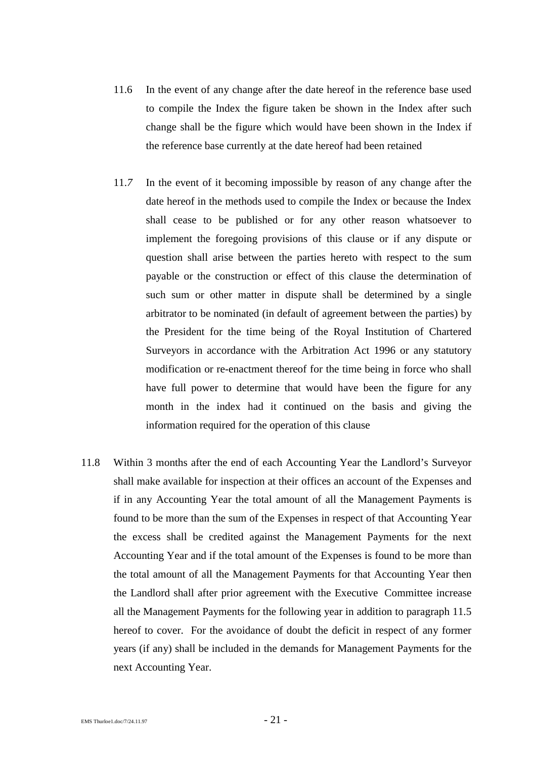11.6 In the event of any change after the date hereof in the reference base used to compile the Index the figure taken be shown in the Index after such change shall be the figure which would have been shown in the Index if the reference base currently at the date hereof had been retained

11.7 In the event of it becoming impossible by reason of any change after the date hereof in the methods used to compile the Index or because the Index shall cease to be published or for any other reason whatsoever to implement the foregoing provisions of this clause or if any dispute or question shall arise between the parties hereto with respect to the sum payable or the construction or effect of this clause the determination of such sum or other matter in dispute shall be determined by a single arbitrator to be nominated (in default of agreement between the parties) by the President for the time being of the Royal Institution of Chartered Surveyors in accordance with the Arbitration Act 1996 or any statutory modification or re-enactment thereof for the time being in force who shall have full power to determine that would have been the figure for any month in the index had it continued on the basis and giving the information required for the operation of this clause

11.8 Within 3 months after the end of each Accounting Year the Landlord's Surveyor shall make available for inspection at their offices an account of the Expenses and if in any Accounting Year the total amount of all the Management Payments is found to be more than the sum of the Expenses in respect of that Accounting Year the excess shall be credited against the Management Payments for the next Accounting Year and if the total amount of the Expenses is found to be more than the total amount of all the Management Payments for that Accounting Year then the Landlord shall after prior agreement with the Executive Committee increase all the Management Payments for the following year in addition to paragraph 11.5 hereof to cover. For the avoidance of doubt the deficit in respect of any former years (if any) shall be included in the demands for Management Payments for the next Accounting Year.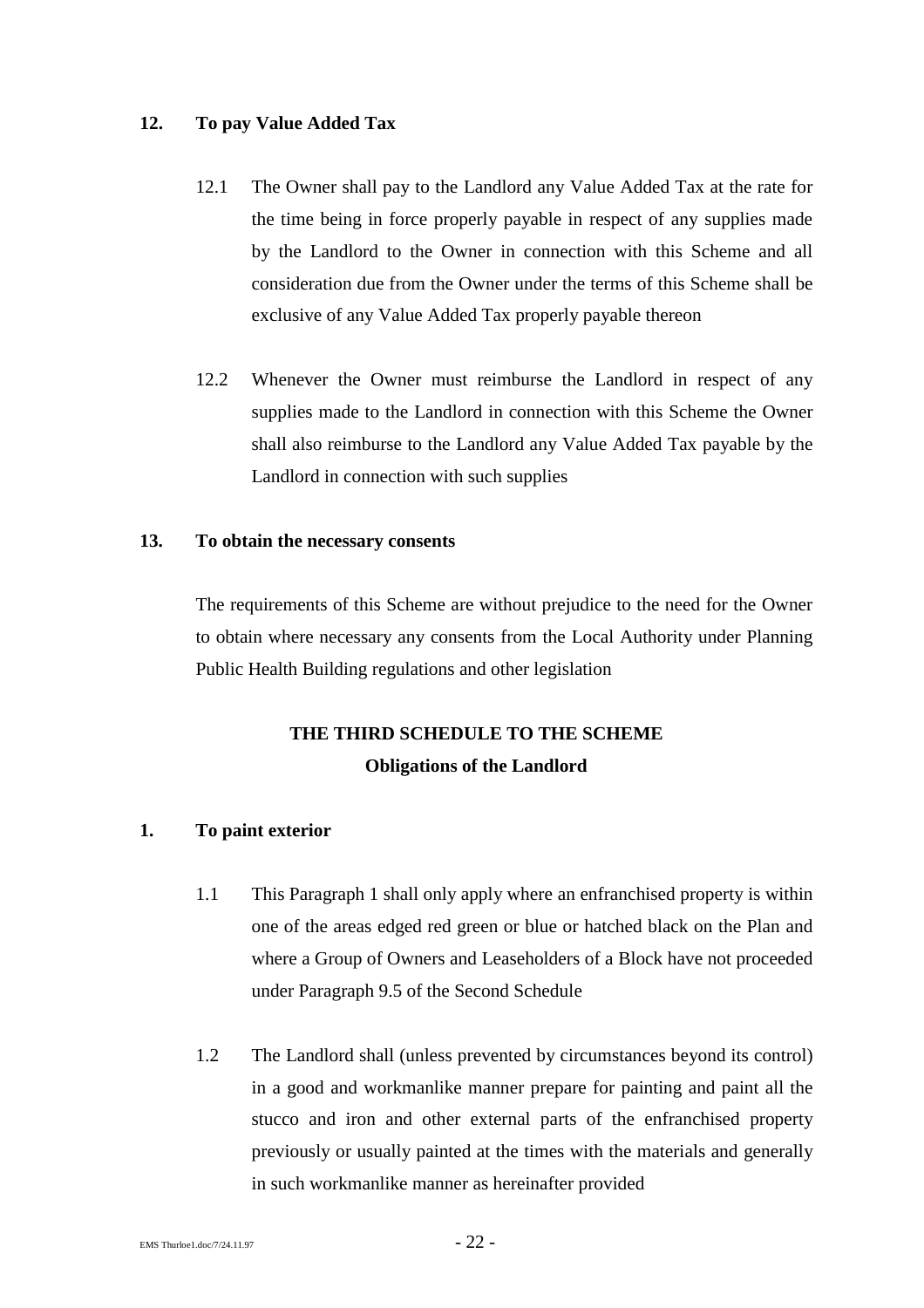**12. To pay Value Added Tax**

12.1 The Owner shall pay to the Landlord any Value Added Tax at the rate for the time being in force properly payable in respect of any supplies made by the Landlord to the Owner in connection with this Scheme and all consideration due from the Owner under the terms of this Scheme shall be exclusive of any Value Added Tax properly payable thereon

12.2 Whenever the Owner must reimburse the Landlord in respect of any supplies made to the Landlord in connection with this Scheme the Owner shall also reimburse to the Landlord any Value Added Tax payable by the Landlord in connection with such supplies

**13. To obtain the necessary consents**

The requirements of this Scheme are without prejudice to the need for the Owner to obtain where necessary any consents from the Local Authority under Planning Public Health Building regulations and other legislation

## THE THIRD SCHEDULE TO THE SCHEME
### Obligations of the Landlord

**1. To paint exterior**

1.1 This Paragraph 1 shall only apply where an enfranchised property is within one of the areas edged red green or blue or hatched black on the Plan and where a Group of Owners and Leaseholders of a Block have not proceeded under Paragraph 9.5 of the Second Schedule

1.2 The Landlord shall (unless prevented by circumstances beyond its control) in a good and workmanlike manner prepare for painting and paint all the stucco and iron and other external parts of the enfranchised property previously or usually painted at the times with the materials and generally in such workmanlike manner as hereinafter provided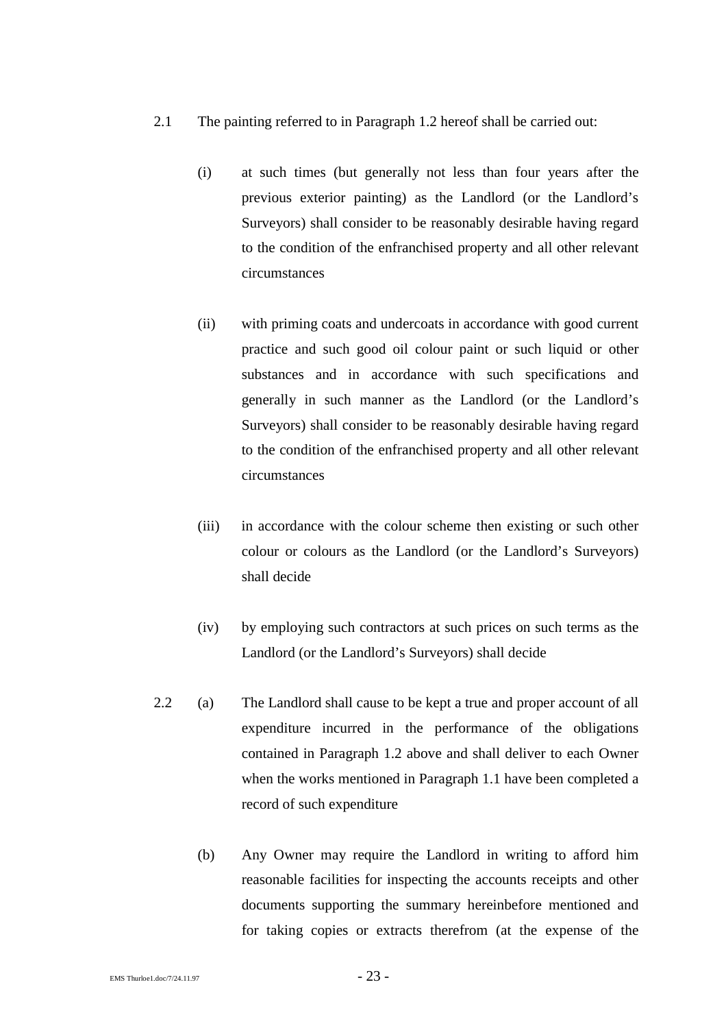2.1 The painting referred to in Paragraph 1.2 hereof shall be carried out:

(i) at such times (but generally not less than four years after the previous exterior painting) as the Landlord (or the Landlord's Surveyors) shall consider to be reasonably desirable having regard to the condition of the enfranchised property and all other relevant circumstances

(ii) with priming coats and undercoats in accordance with good current practice and such good oil colour paint or such liquid or other substances and in accordance with such specifications and generally in such manner as the Landlord (or the Landlord's Surveyors) shall consider to be reasonably desirable having regard to the condition of the enfranchised property and all other relevant circumstances

(iii) in accordance with the colour scheme then existing or such other colour or colours as the Landlord (or the Landlord's Surveyors) shall decide

(iv) by employing such contractors at such prices on such terms as the Landlord (or the Landlord's Surveyors) shall decide

2.2 (a) The Landlord shall cause to be kept a true and proper account of all expenditure incurred in the performance of the obligations contained in Paragraph 1.2 above and shall deliver to each Owner when the works mentioned in Paragraph 1.1 have been completed a record of such expenditure

(b) Any Owner may require the Landlord in writing to afford him reasonable facilities for inspecting the accounts receipts and other documents supporting the summary hereinbefore mentioned and for taking copies or extracts therefrom (at the expense of the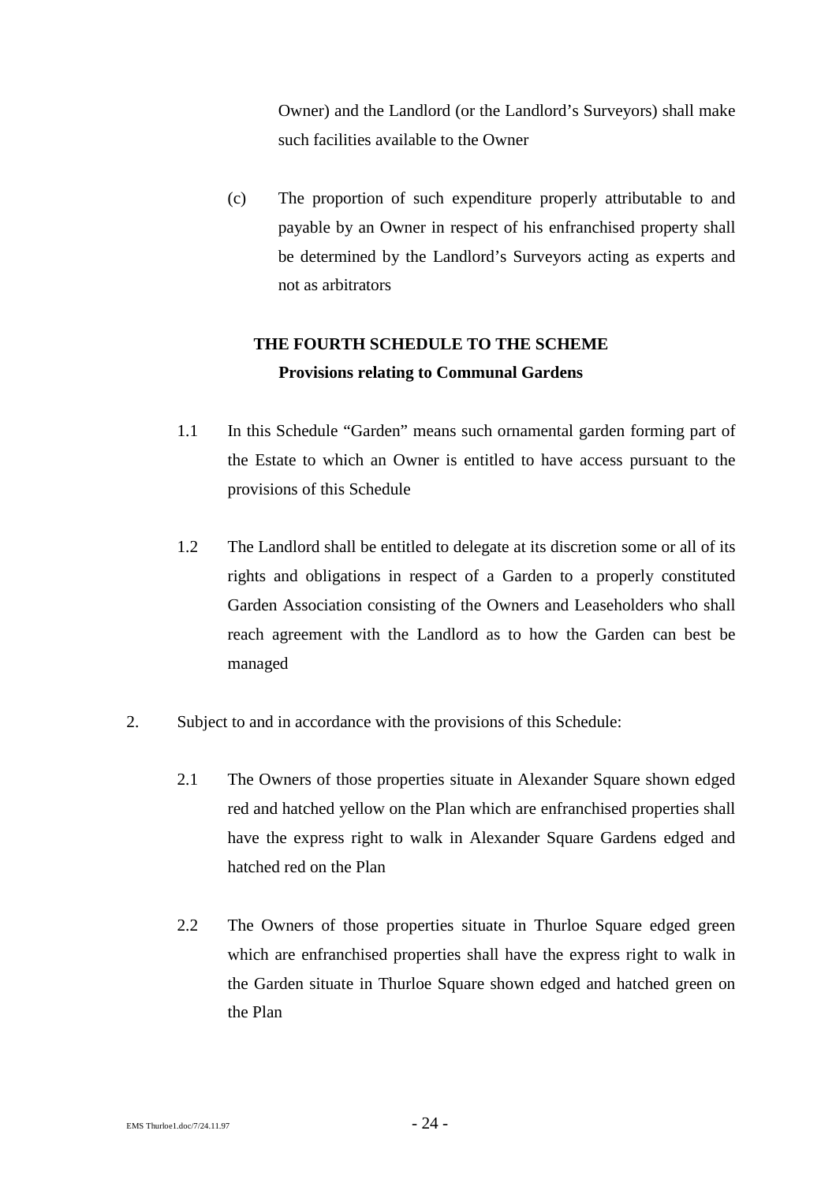Owner) and the Landlord (or the Landlord's Surveyors) shall make such facilities available to the Owner

(c) The proportion of such expenditure properly attributable to and payable by an Owner in respect of his enfranchised property shall be determined by the Landlord's Surveyors acting as experts and not as arbitrators

## THE FOURTH SCHEDULE TO THE SCHEME

### Provisions relating to Communal Gardens

1.1 In this Schedule "Garden" means such ornamental garden forming part of the Estate to which an Owner is entitled to have access pursuant to the provisions of this Schedule

1.2 The Landlord shall be entitled to delegate at its discretion some or all of its rights and obligations in respect of a Garden to a properly constituted Garden Association consisting of the Owners and Leaseholders who shall reach agreement with the Landlord as to how the Garden can best be managed

2. Subject to and in accordance with the provisions of this Schedule:

2.1 The Owners of those properties situate in Alexander Square shown edged red and hatched yellow on the Plan which are enfranchised properties shall have the express right to walk in Alexander Square Gardens edged and hatched red on the Plan

2.2 The Owners of those properties situate in Thurloe Square edged green which are enfranchised properties shall have the express right to walk in the Garden situate in Thurloe Square shown edged and hatched green on the Plan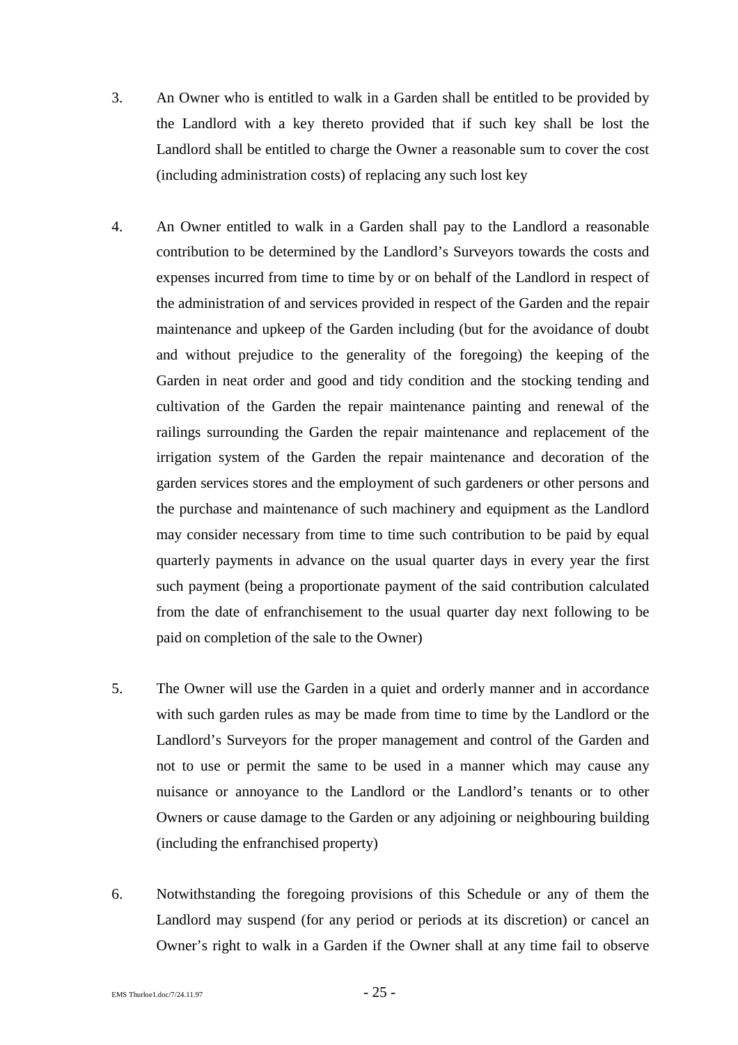3. An Owner who is entitled to walk in a Garden shall be entitled to be provided by the Landlord with a key thereto provided that if such key shall be lost the Landlord shall be entitled to charge the Owner a reasonable sum to cover the cost (including administration costs) of replacing any such lost key

4. An Owner entitled to walk in a Garden shall pay to the Landlord a reasonable contribution to be determined by the Landlord's Surveyors towards the costs and expenses incurred from time to time by or on behalf of the Landlord in respect of the administration of and services provided in respect of the Garden and the repair maintenance and upkeep of the Garden including (but for the avoidance of doubt and without prejudice to the generality of the foregoing) the keeping of the Garden in neat order and good and tidy condition and the stocking tending and cultivation of the Garden the repair maintenance painting and renewal of the railings surrounding the Garden the repair maintenance and replacement of the irrigation system of the Garden the repair maintenance and decoration of the garden services stores and the employment of such gardeners or other persons and the purchase and maintenance of such machinery and equipment as the Landlord may consider necessary from time to time such contribution to be paid by equal quarterly payments in advance on the usual quarter days in every year the first such payment (being a proportionate payment of the said contribution calculated from the date of enfranchisement to the usual quarter day next following to be paid on completion of the sale to the Owner)

5. The Owner will use the Garden in a quiet and orderly manner and in accordance with such garden rules as may be made from time to time by the Landlord or the Landlord's Surveyors for the proper management and control of the Garden and not to use or permit the same to be used in a manner which may cause any nuisance or annoyance to the Landlord or the Landlord's tenants or to other Owners or cause damage to the Garden or any adjoining or neighbouring building (including the enfranchised property)

6. Notwithstanding the foregoing provisions of this Schedule or any of them the Landlord may suspend (for any period or periods at its discretion) or cancel an Owner's right to walk in a Garden if the Owner shall at any time fail to observe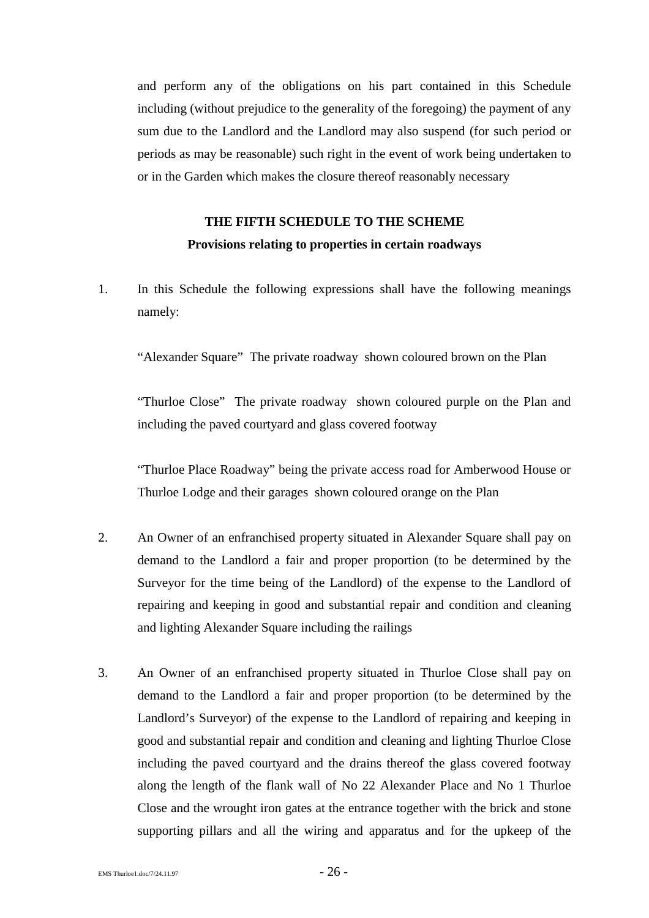and perform any of the obligations on his part contained in this Schedule including (without prejudice to the generality of the foregoing) the payment of any sum due to the Landlord and the Landlord may also suspend (for such period or periods as may be reasonable) such right in the event of work being undertaken to or in the Garden which makes the closure thereof reasonably necessary

## THE FIFTH SCHEDULE TO THE SCHEME

### Provisions relating to properties in certain roadways

1. In this Schedule the following expressions shall have the following meanings namely:

   "Alexander Square" The private roadway shown coloured brown on the Plan

   "Thurloe Close" The private roadway shown coloured purple on the Plan and including the paved courtyard and glass covered footway

   "Thurloe Place Roadway" being the private access road for Amberwood House or Thurloe Lodge and their garages shown coloured orange on the Plan

2. An Owner of an enfranchised property situated in Alexander Square shall pay on demand to the Landlord a fair and proper proportion (to be determined by the Surveyor for the time being of the Landlord) of the expense to the Landlord of repairing and keeping in good and substantial repair and condition and cleaning and lighting Alexander Square including the railings

3. An Owner of an enfranchised property situated in Thurloe Close shall pay on demand to the Landlord a fair and proper proportion (to be determined by the Landlord's Surveyor) of the expense to the Landlord of repairing and keeping in good and substantial repair and condition and cleaning and lighting Thurloe Close including the paved courtyard and the drains thereof the glass covered footway along the length of the flank wall of No 22 Alexander Place and No 1 Thurloe Close and the wrought iron gates at the entrance together with the brick and stone supporting pillars and all the wiring and apparatus and for the upkeep of the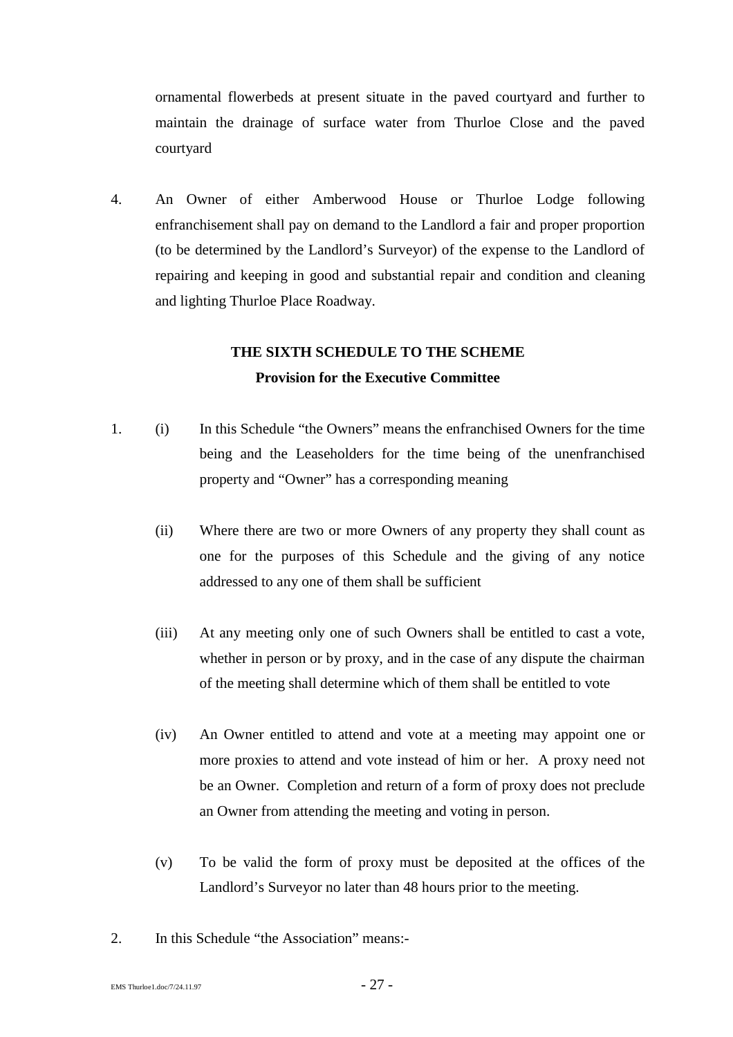ornamental flowerbeds at present situate in the paved courtyard and further to maintain the drainage of surface water from Thurloe Close and the paved courtyard

4. An Owner of either Amberwood House or Thurloe Lodge following enfranchisement shall pay on demand to the Landlord a fair and proper proportion (to be determined by the Landlord's Surveyor) of the expense to the Landlord of repairing and keeping in good and substantial repair and condition and cleaning and lighting Thurloe Place Roadway.

## THE SIXTH SCHEDULE TO THE SCHEME
### Provision for the Executive Committee

1. (i) In this Schedule "the Owners" means the enfranchised Owners for the time being and the Leaseholders for the time being of the unenfranchised property and "Owner" has a corresponding meaning

   (ii) Where there are two or more Owners of any property they shall count as one for the purposes of this Schedule and the giving of any notice addressed to any one of them shall be sufficient

   (iii) At any meeting only one of such Owners shall be entitled to cast a vote, whether in person or by proxy, and in the case of any dispute the chairman of the meeting shall determine which of them shall be entitled to vote

   (iv) An Owner entitled to attend and vote at a meeting may appoint one or more proxies to attend and vote instead of him or her. A proxy need not be an Owner. Completion and return of a form of proxy does not preclude an Owner from attending the meeting and voting in person.

   (v) To be valid the form of proxy must be deposited at the offices of the Landlord's Surveyor no later than 48 hours prior to the meeting.

2. In this Schedule "the Association" means:-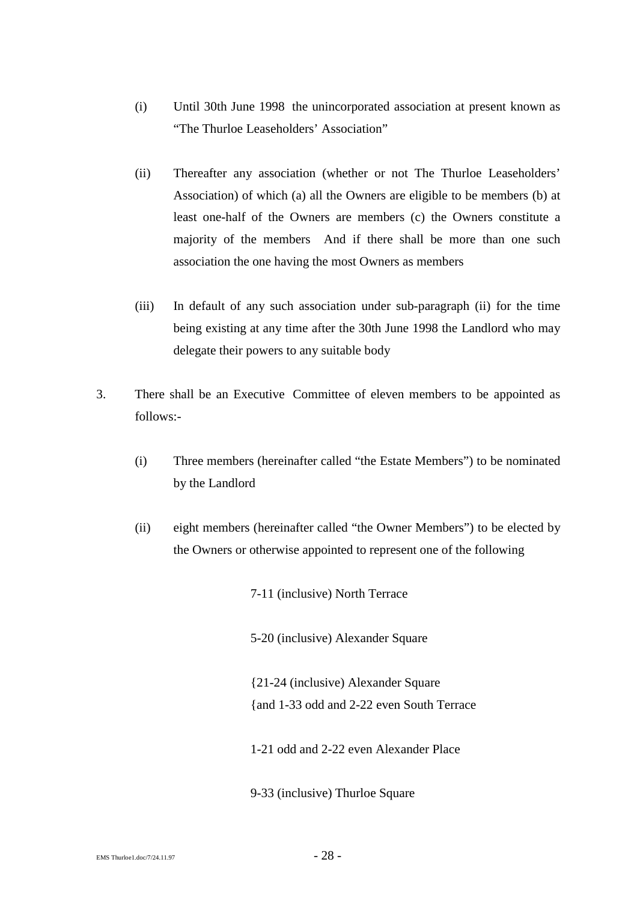(i) Until 30th June 1998 the unincorporated association at present known as "The Thurloe Leaseholders' Association"

(ii) Thereafter any association (whether or not The Thurloe Leaseholders' Association) of which (a) all the Owners are eligible to be members (b) at least one-half of the Owners are members (c) the Owners constitute a majority of the members And if there shall be more than one such association the one having the most Owners as members

(iii) In default of any such association under sub-paragraph (ii) for the time being existing at any time after the 30th June 1998 the Landlord who may delegate their powers to any suitable body

3. There shall be an Executive Committee of eleven members to be appointed as follows:-

(i) Three members (hereinafter called "the Estate Members") to be nominated by the Landlord

(ii) eight members (hereinafter called "the Owner Members") to be elected by the Owners or otherwise appointed to represent one of the following

7-11 (inclusive) North Terrace

5-20 (inclusive) Alexander Square

{21-24 (inclusive) Alexander Square
{and 1-33 odd and 2-22 even South Terrace

1-21 odd and 2-22 even Alexander Place

9-33 (inclusive) Thurloe Square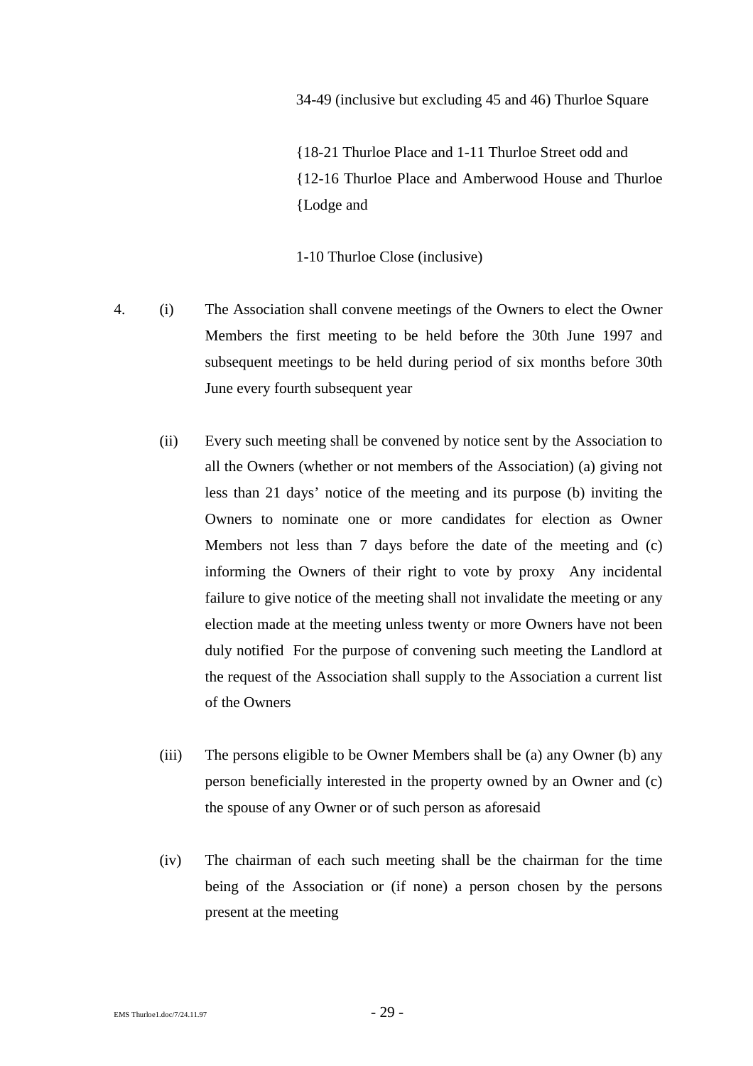34-49 (inclusive but excluding 45 and 46) Thurloe Square

{18-21 Thurloe Place and 1-11 Thurloe Street odd and
{12-16 Thurloe Place and Amberwood House and Thurloe
{Lodge and

1-10 Thurloe Close (inclusive)

4. (i) The Association shall convene meetings of the Owners to elect the Owner Members the first meeting to be held before the 30th June 1997 and subsequent meetings to be held during period of six months before 30th June every fourth subsequent year

   (ii) Every such meeting shall be convened by notice sent by the Association to all the Owners (whether or not members of the Association) (a) giving not less than 21 days' notice of the meeting and its purpose (b) inviting the Owners to nominate one or more candidates for election as Owner Members not less than 7 days before the date of the meeting and (c) informing the Owners of their right to vote by proxy Any incidental failure to give notice of the meeting shall not invalidate the meeting or any election made at the meeting unless twenty or more Owners have not been duly notified For the purpose of convening such meeting the Landlord at the request of the Association shall supply to the Association a current list of the Owners

   (iii) The persons eligible to be Owner Members shall be (a) any Owner (b) any person beneficially interested in the property owned by an Owner and (c) the spouse of any Owner or of such person as aforesaid

   (iv) The chairman of each such meeting shall be the chairman for the time being of the Association or (if none) a person chosen by the persons present at the meeting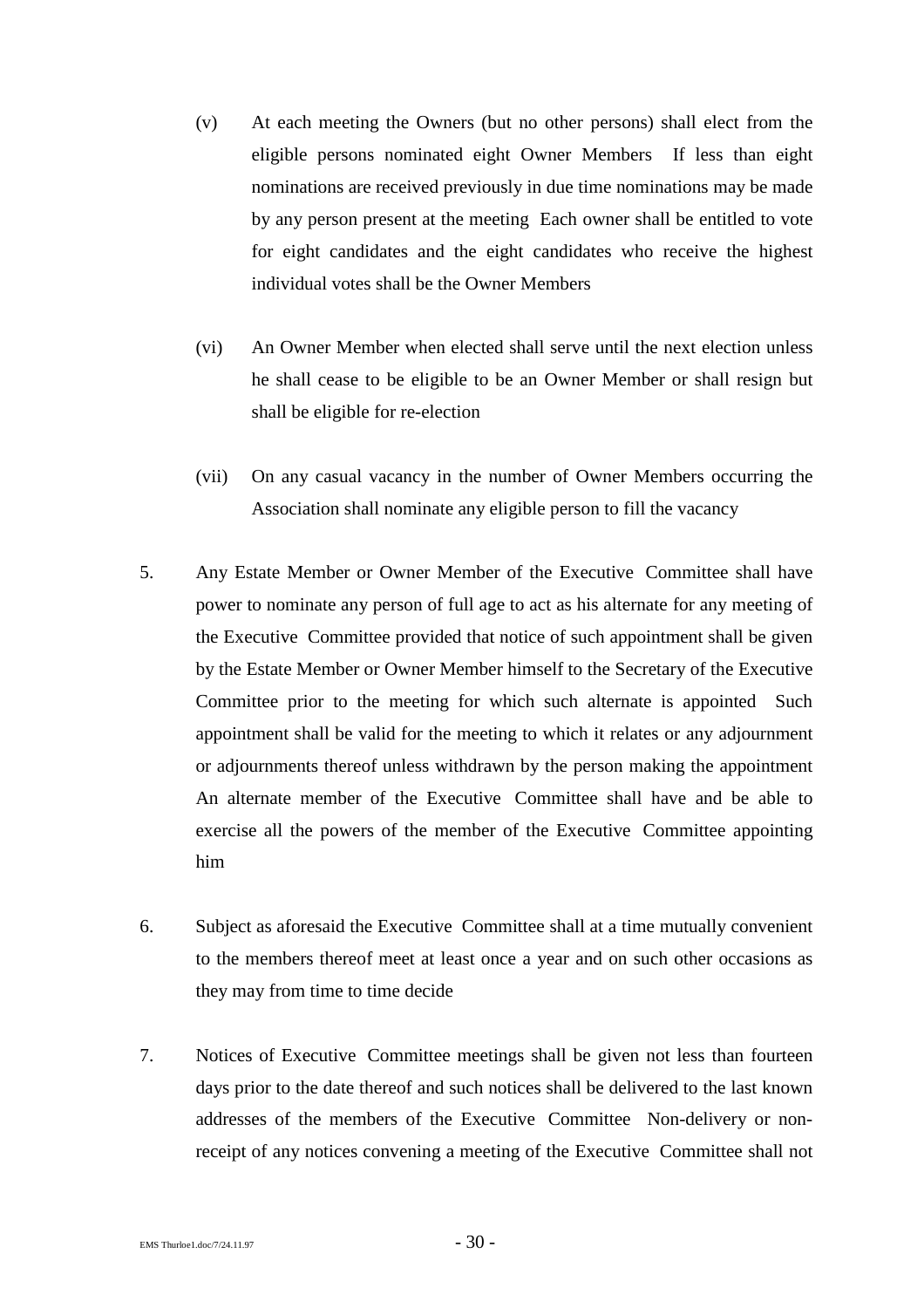(v) At each meeting the Owners (but no other persons) shall elect from the eligible persons nominated eight Owner Members If less than eight nominations are received previously in due time nominations may be made by any person present at the meeting Each owner shall be entitled to vote for eight candidates and the eight candidates who receive the highest individual votes shall be the Owner Members

(vi) An Owner Member when elected shall serve until the next election unless he shall cease to be eligible to be an Owner Member or shall resign but shall be eligible for re-election

(vii) On any casual vacancy in the number of Owner Members occurring the Association shall nominate any eligible person to fill the vacancy

5. Any Estate Member or Owner Member of the Executive Committee shall have power to nominate any person of full age to act as his alternate for any meeting of the Executive Committee provided that notice of such appointment shall be given by the Estate Member or Owner Member himself to the Secretary of the Executive Committee prior to the meeting for which such alternate is appointed Such appointment shall be valid for the meeting to which it relates or any adjournment or adjournments thereof unless withdrawn by the person making the appointment An alternate member of the Executive Committee shall have and be able to exercise all the powers of the member of the Executive Committee appointing him

6. Subject as aforesaid the Executive Committee shall at a time mutually convenient to the members thereof meet at least once a year and on such other occasions as they may from time to time decide

7. Notices of Executive Committee meetings shall be given not less than fourteen days prior to the date thereof and such notices shall be delivered to the last known addresses of the members of the Executive Committee Non-delivery or non-receipt of any notices convening a meeting of the Executive Committee shall not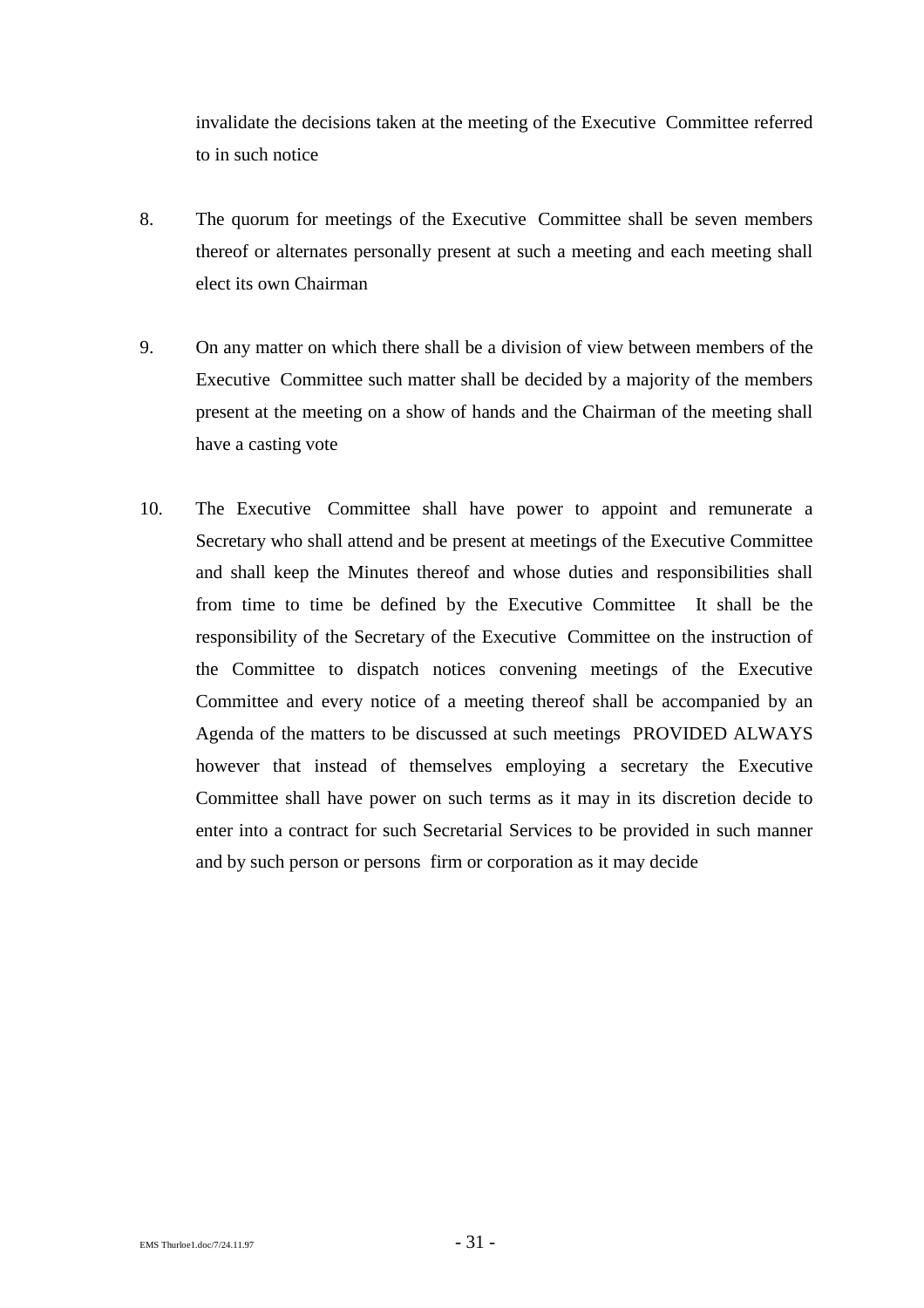invalidate the decisions taken at the meeting of the Executive Committee referred to in such notice

8. The quorum for meetings of the Executive Committee shall be seven members thereof or alternates personally present at such a meeting and each meeting shall elect its own Chairman

9. On any matter on which there shall be a division of view between members of the Executive Committee such matter shall be decided by a majority of the members present at the meeting on a show of hands and the Chairman of the meeting shall have a casting vote

10. The Executive Committee shall have power to appoint and remunerate a Secretary who shall attend and be present at meetings of the Executive Committee and shall keep the Minutes thereof and whose duties and responsibilities shall from time to time be defined by the Executive Committee It shall be the responsibility of the Secretary of the Executive Committee on the instruction of the Committee to dispatch notices convening meetings of the Executive Committee and every notice of a meeting thereof shall be accompanied by an Agenda of the matters to be discussed at such meetings PROVIDED ALWAYS however that instead of themselves employing a secretary the Executive Committee shall have power on such terms as it may in its discretion decide to enter into a contract for such Secretarial Services to be provided in such manner and by such person or persons firm or corporation as it may decide